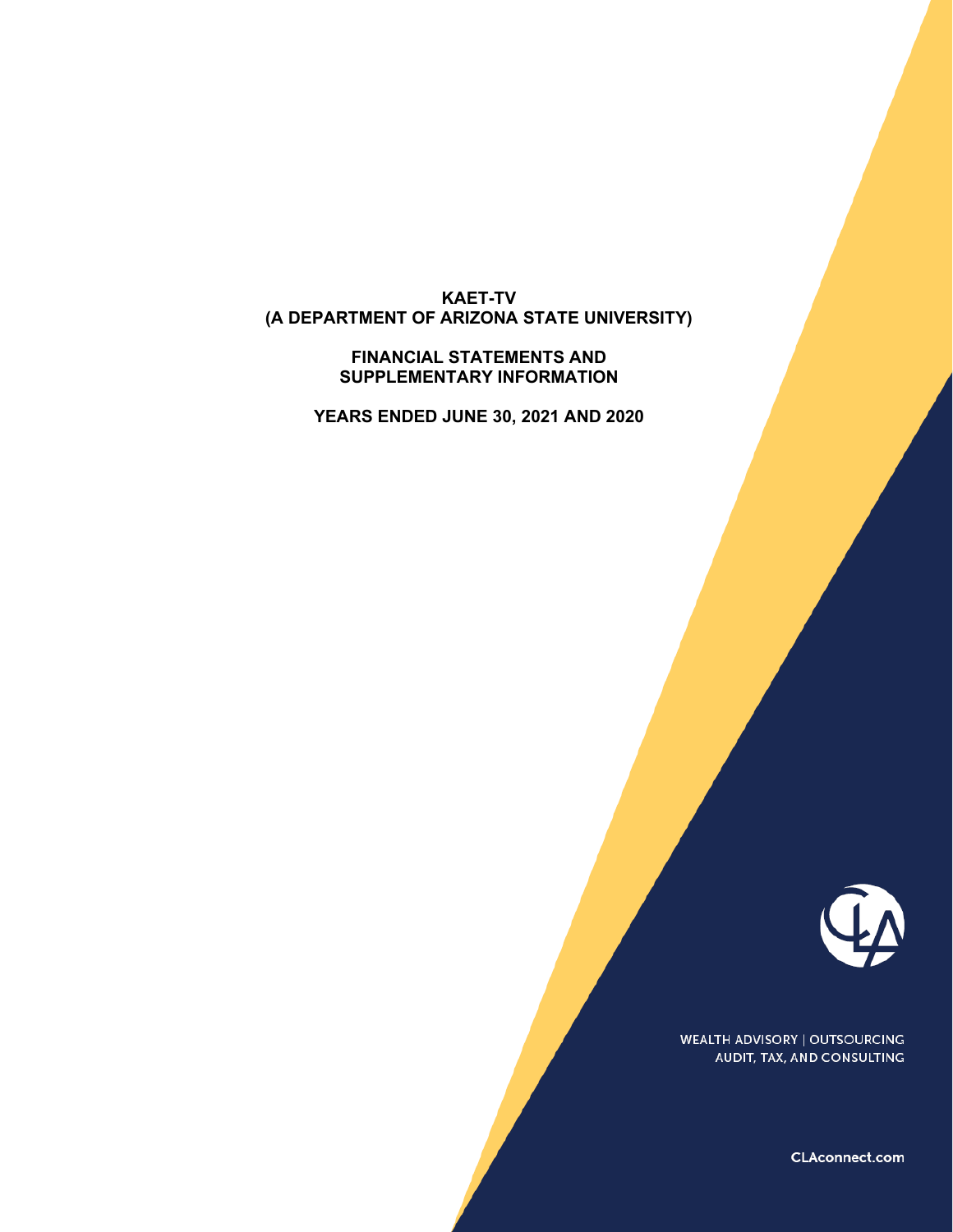# KAET-TV
## (A DEPARTMENT OF ARIZONA STATE UNIVERSITY)

## FINANCIAL STATEMENTS AND SUPPLEMENTARY INFORMATION

## YEARS ENDED JUNE 30, 2021 AND 2020

WEALTH ADVISORY | OUTSOURCING
AUDIT, TAX, AND CONSULTING

CLAconnect.com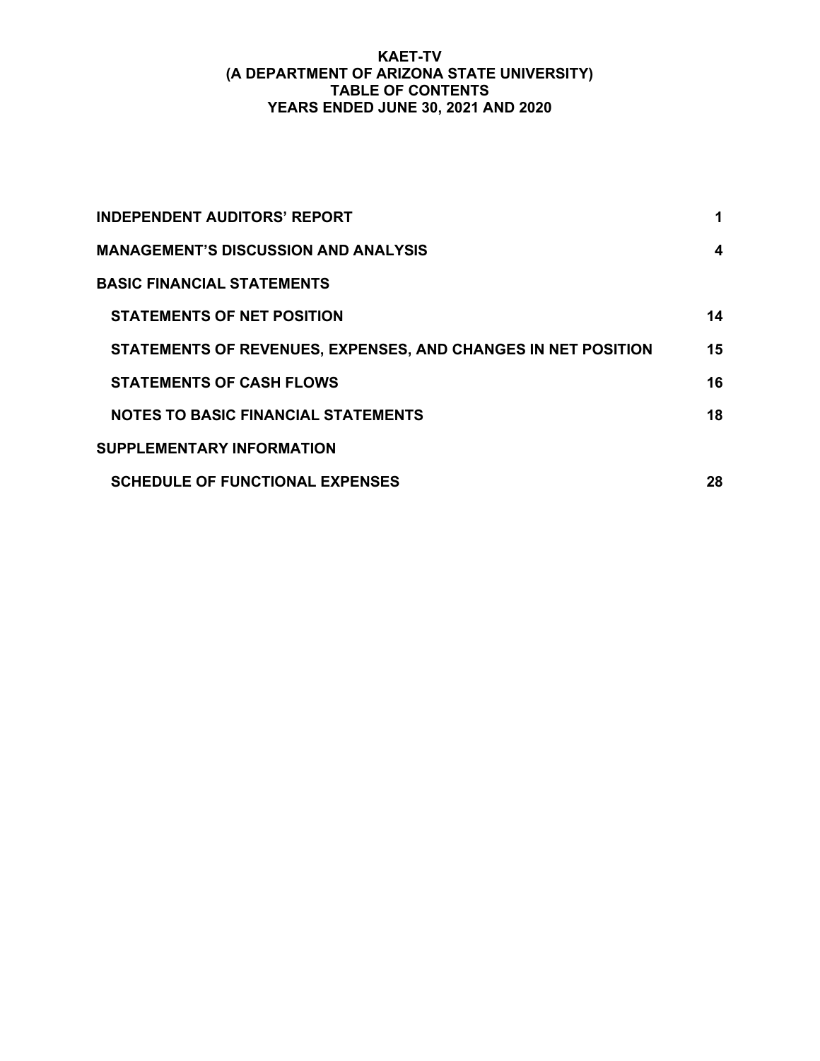# KAET-TV
## (A DEPARTMENT OF ARIZONA STATE UNIVERSITY)
## TABLE OF CONTENTS
## YEARS ENDED JUNE 30, 2021 AND 2020

| | |
|---|---|
| **INDEPENDENT AUDITORS' REPORT** | **1** |
| **MANAGEMENT'S DISCUSSION AND ANALYSIS** | **4** |
| **BASIC FINANCIAL STATEMENTS** | |
| **STATEMENTS OF NET POSITION** | **14** |
| **STATEMENTS OF REVENUES, EXPENSES, AND CHANGES IN NET POSITION** | **15** |
| **STATEMENTS OF CASH FLOWS** | **16** |
| **NOTES TO BASIC FINANCIAL STATEMENTS** | **18** |
| **SUPPLEMENTARY INFORMATION** | |
| **SCHEDULE OF FUNCTIONAL EXPENSES** | **28** |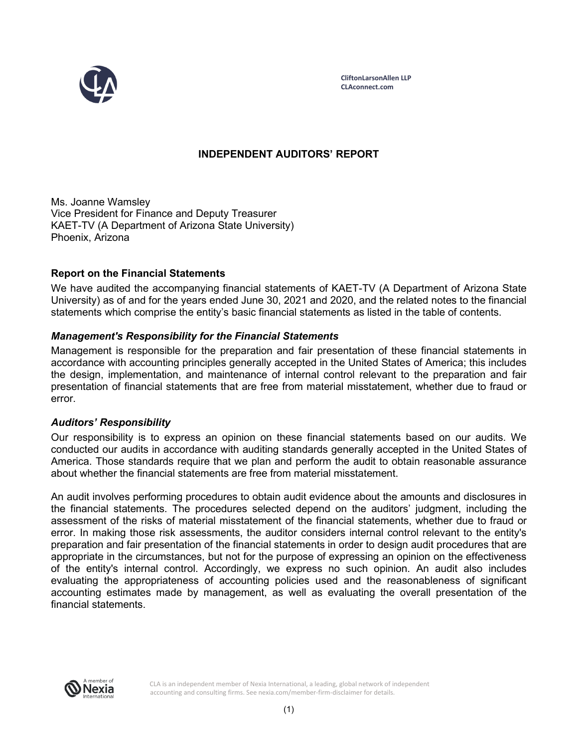CliftonLarsonAllen LLP
CLAconnect.com

# INDEPENDENT AUDITORS' REPORT

Ms. Joanne Wamsley
Vice President for Finance and Deputy Treasurer
KAET-TV (A Department of Arizona State University)
Phoenix, Arizona

## Report on the Financial Statements

We have audited the accompanying financial statements of KAET-TV (A Department of Arizona State University) as of and for the years ended June 30, 2021 and 2020, and the related notes to the financial statements which comprise the entity's basic financial statements as listed in the table of contents.

### *Management's Responsibility for the Financial Statements*

Management is responsible for the preparation and fair presentation of these financial statements in accordance with accounting principles generally accepted in the United States of America; this includes the design, implementation, and maintenance of internal control relevant to the preparation and fair presentation of financial statements that are free from material misstatement, whether due to fraud or error.

### *Auditors' Responsibility*

Our responsibility is to express an opinion on these financial statements based on our audits. We conducted our audits in accordance with auditing standards generally accepted in the United States of America. Those standards require that we plan and perform the audit to obtain reasonable assurance about whether the financial statements are free from material misstatement.

An audit involves performing procedures to obtain audit evidence about the amounts and disclosures in the financial statements. The procedures selected depend on the auditors' judgment, including the assessment of the risks of material misstatement of the financial statements, whether due to fraud or error. In making those risk assessments, the auditor considers internal control relevant to the entity's preparation and fair presentation of the financial statements in order to design audit procedures that are appropriate in the circumstances, but not for the purpose of expressing an opinion on the effectiveness of the entity's internal control. Accordingly, we express no such opinion. An audit also includes evaluating the appropriateness of accounting policies used and the reasonableness of significant accounting estimates made by management, as well as evaluating the overall presentation of the financial statements.

CLA is an independent member of Nexia International, a leading, global network of independent accounting and consulting firms. See nexia.com/member-firm-disclaimer for details.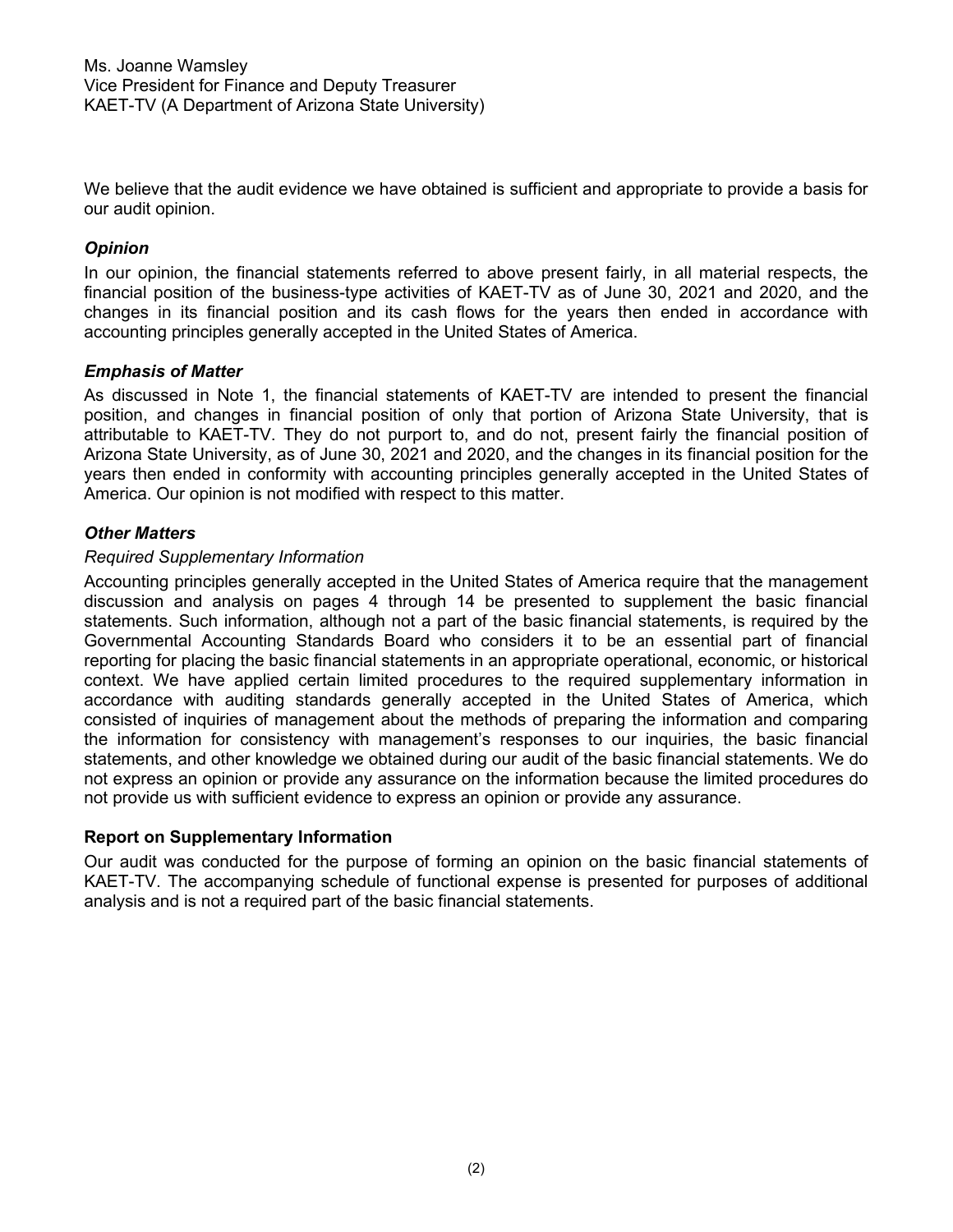Ms. Joanne Wamsley
Vice President for Finance and Deputy Treasurer
KAET-TV (A Department of Arizona State University)

We believe that the audit evidence we have obtained is sufficient and appropriate to provide a basis for our audit opinion.

### *Opinion*

In our opinion, the financial statements referred to above present fairly, in all material respects, the financial position of the business-type activities of KAET-TV as of June 30, 2021 and 2020, and the changes in its financial position and its cash flows for the years then ended in accordance with accounting principles generally accepted in the United States of America.

### *Emphasis of Matter*

As discussed in Note 1, the financial statements of KAET-TV are intended to present the financial position, and changes in financial position of only that portion of Arizona State University, that is attributable to KAET-TV. They do not purport to, and do not, present fairly the financial position of Arizona State University, as of June 30, 2021 and 2020, and the changes in its financial position for the years then ended in conformity with accounting principles generally accepted in the United States of America. Our opinion is not modified with respect to this matter.

### *Other Matters*

*Required Supplementary Information*

Accounting principles generally accepted in the United States of America require that the management discussion and analysis on pages 4 through 14 be presented to supplement the basic financial statements. Such information, although not a part of the basic financial statements, is required by the Governmental Accounting Standards Board who considers it to be an essential part of financial reporting for placing the basic financial statements in an appropriate operational, economic, or historical context. We have applied certain limited procedures to the required supplementary information in accordance with auditing standards generally accepted in the United States of America, which consisted of inquiries of management about the methods of preparing the information and comparing the information for consistency with management's responses to our inquiries, the basic financial statements, and other knowledge we obtained during our audit of the basic financial statements. We do not express an opinion or provide any assurance on the information because the limited procedures do not provide us with sufficient evidence to express an opinion or provide any assurance.

## Report on Supplementary Information

Our audit was conducted for the purpose of forming an opinion on the basic financial statements of KAET-TV. The accompanying schedule of functional expense is presented for purposes of additional analysis and is not a required part of the basic financial statements.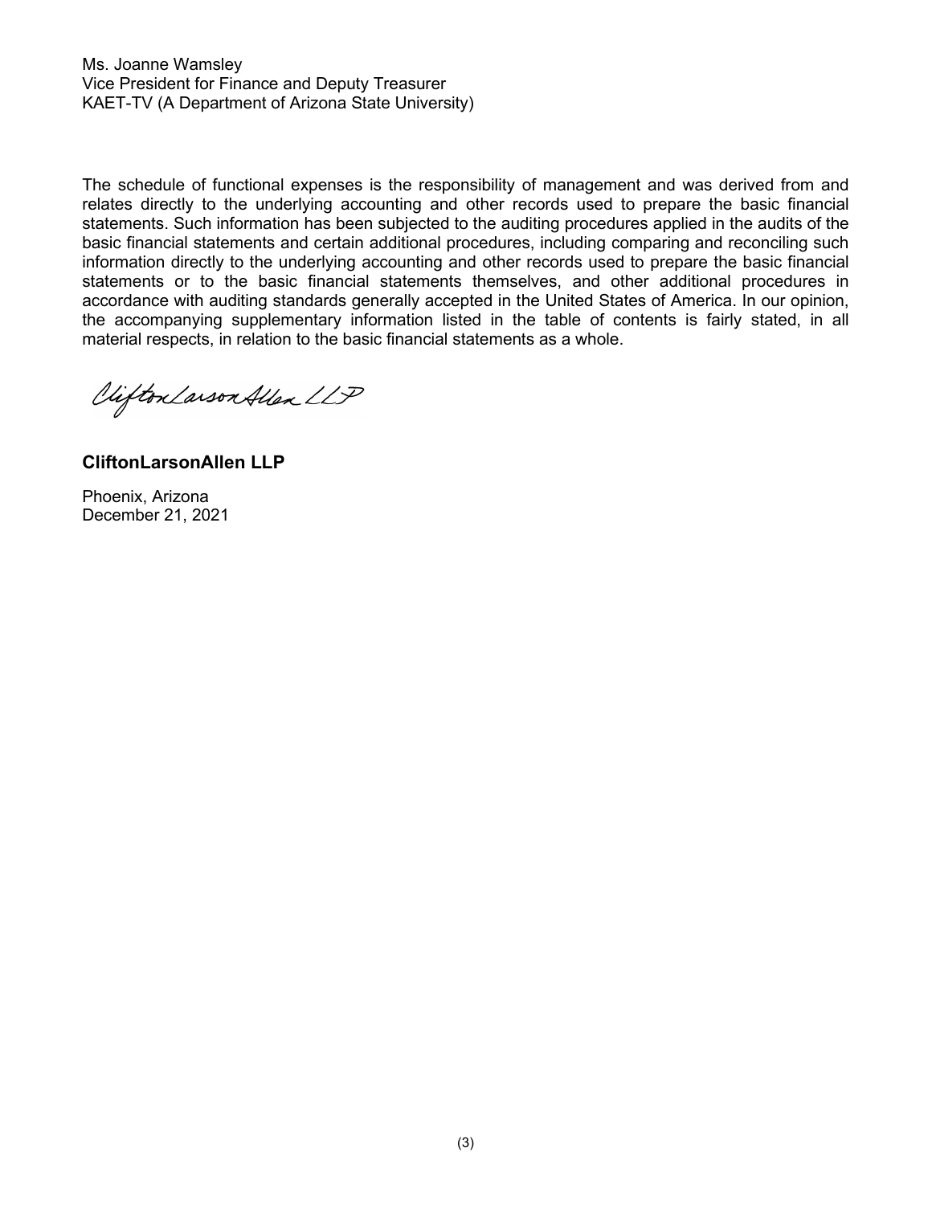Ms. Joanne Wamsley
Vice President for Finance and Deputy Treasurer
KAET-TV (A Department of Arizona State University)

The schedule of functional expenses is the responsibility of management and was derived from and relates directly to the underlying accounting and other records used to prepare the basic financial statements. Such information has been subjected to the auditing procedures applied in the audits of the basic financial statements and certain additional procedures, including comparing and reconciling such information directly to the underlying accounting and other records used to prepare the basic financial statements or to the basic financial statements themselves, and other additional procedures in accordance with auditing standards generally accepted in the United States of America. In our opinion, the accompanying supplementary information listed in the table of contents is fairly stated, in all material respects, in relation to the basic financial statements as a whole.

CliftonLarsonAllen LLP

**CliftonLarsonAllen LLP**

Phoenix, Arizona
December 21, 2021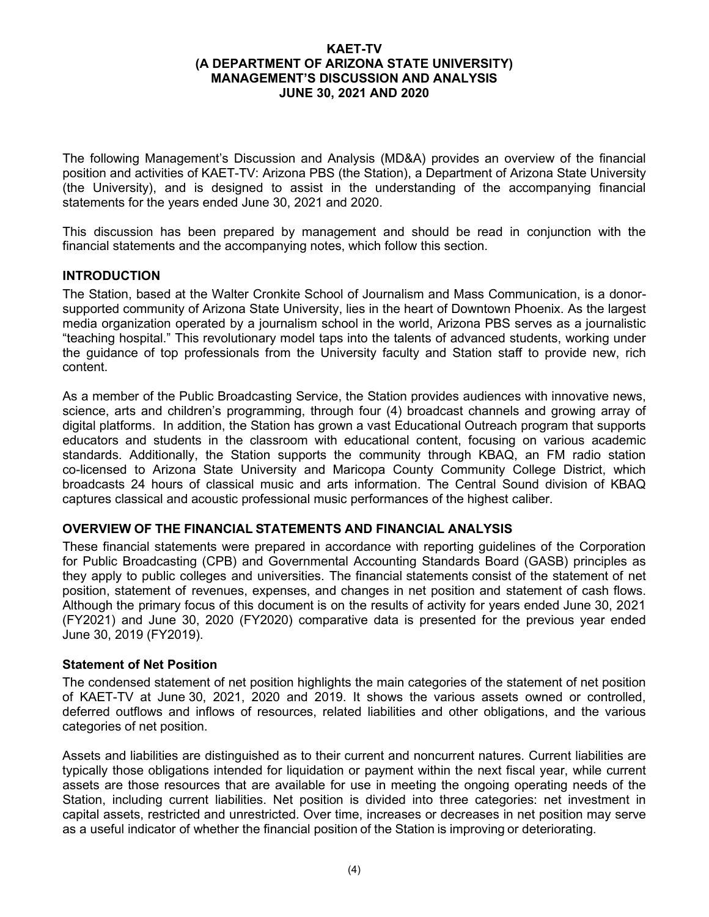# KAET-TV
# (A DEPARTMENT OF ARIZONA STATE UNIVERSITY)
# MANAGEMENT'S DISCUSSION AND ANALYSIS
# JUNE 30, 2021 AND 2020

The following Management's Discussion and Analysis (MD&A) provides an overview of the financial position and activities of KAET-TV: Arizona PBS (the Station), a Department of Arizona State University (the University), and is designed to assist in the understanding of the accompanying financial statements for the years ended June 30, 2021 and 2020.

This discussion has been prepared by management and should be read in conjunction with the financial statements and the accompanying notes, which follow this section.

## INTRODUCTION

The Station, based at the Walter Cronkite School of Journalism and Mass Communication, is a donor-supported community of Arizona State University, lies in the heart of Downtown Phoenix. As the largest media organization operated by a journalism school in the world, Arizona PBS serves as a journalistic "teaching hospital." This revolutionary model taps into the talents of advanced students, working under the guidance of top professionals from the University faculty and Station staff to provide new, rich content.

As a member of the Public Broadcasting Service, the Station provides audiences with innovative news, science, arts and children's programming, through four (4) broadcast channels and growing array of digital platforms. In addition, the Station has grown a vast Educational Outreach program that supports educators and students in the classroom with educational content, focusing on various academic standards. Additionally, the Station supports the community through KBAQ, an FM radio station co-licensed to Arizona State University and Maricopa County Community College District, which broadcasts 24 hours of classical music and arts information. The Central Sound division of KBAQ captures classical and acoustic professional music performances of the highest caliber.

## OVERVIEW OF THE FINANCIAL STATEMENTS AND FINANCIAL ANALYSIS

These financial statements were prepared in accordance with reporting guidelines of the Corporation for Public Broadcasting (CPB) and Governmental Accounting Standards Board (GASB) principles as they apply to public colleges and universities. The financial statements consist of the statement of net position, statement of revenues, expenses, and changes in net position and statement of cash flows. Although the primary focus of this document is on the results of activity for years ended June 30, 2021 (FY2021) and June 30, 2020 (FY2020) comparative data is presented for the previous year ended June 30, 2019 (FY2019).

### Statement of Net Position

The condensed statement of net position highlights the main categories of the statement of net position of KAET-TV at June 30, 2021, 2020 and 2019. It shows the various assets owned or controlled, deferred outflows and inflows of resources, related liabilities and other obligations, and the various categories of net position.

Assets and liabilities are distinguished as to their current and noncurrent natures. Current liabilities are typically those obligations intended for liquidation or payment within the next fiscal year, while current assets are those resources that are available for use in meeting the ongoing operating needs of the Station, including current liabilities. Net position is divided into three categories: net investment in capital assets, restricted and unrestricted. Over time, increases or decreases in net position may serve as a useful indicator of whether the financial position of the Station is improving or deteriorating.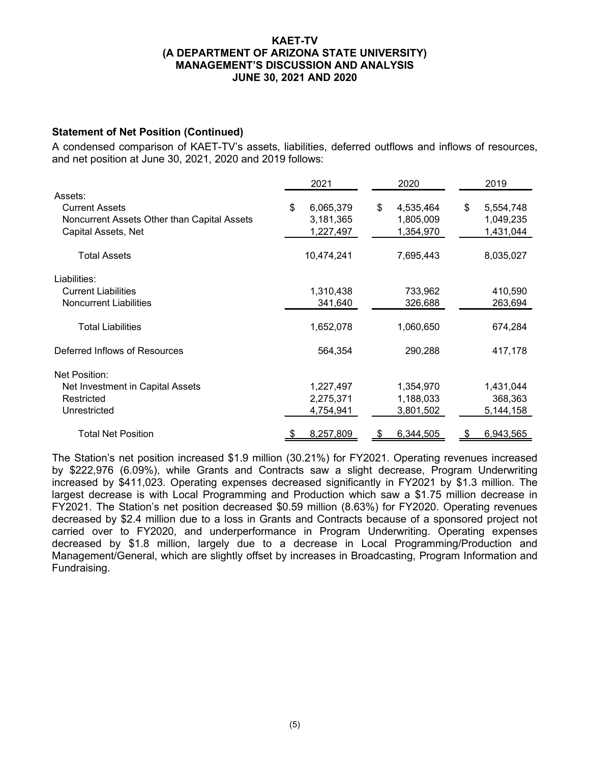### Statement of Net Position (Continued)

A condensed comparison of KAET-TV's assets, liabilities, deferred outflows and inflows of resources, and net position at June 30, 2021, 2020 and 2019 follows:

| | 2021 | 2020 | 2019 |
|---|---|---|---|
| Assets: | | | |
| Current Assets | $ 6,065,379 | $ 4,535,464 | $ 5,554,748 |
| Noncurrent Assets Other than Capital Assets | 3,181,365 | 1,805,009 | 1,049,235 |
| Capital Assets, Net | 1,227,497 | 1,354,970 | 1,431,044 |
| Total Assets | 10,474,241 | 7,695,443 | 8,035,027 |
| Liabilities: | | | |
| Current Liabilities | 1,310,438 | 733,962 | 410,590 |
| Noncurrent Liabilities | 341,640 | 326,688 | 263,694 |
| Total Liabilities | 1,652,078 | 1,060,650 | 674,284 |
| Deferred Inflows of Resources | 564,354 | 290,288 | 417,178 |
| Net Position: | | | |
| Net Investment in Capital Assets | 1,227,497 | 1,354,970 | 1,431,044 |
| Restricted | 2,275,371 | 1,188,033 | 368,363 |
| Unrestricted | 4,754,941 | 3,801,502 | 5,144,158 |
| Total Net Position | $ 8,257,809 | $ 6,344,505 | $ 6,943,565 |

The Station's net position increased $1.9 million (30.21%) for FY2021. Operating revenues increased by $222,976 (6.09%), while Grants and Contracts saw a slight decrease, Program Underwriting increased by $411,023. Operating expenses decreased significantly in FY2021 by $1.3 million. The largest decrease is with Local Programming and Production which saw a $1.75 million decrease in FY2021. The Station's net position decreased $0.59 million (8.63%) for FY2020. Operating revenues decreased by $2.4 million due to a loss in Grants and Contracts because of a sponsored project not carried over to FY2020, and underperformance in Program Underwriting. Operating expenses decreased by $1.8 million, largely due to a decrease in Local Programming/Production and Management/General, which are slightly offset by increases in Broadcasting, Program Information and Fundraising.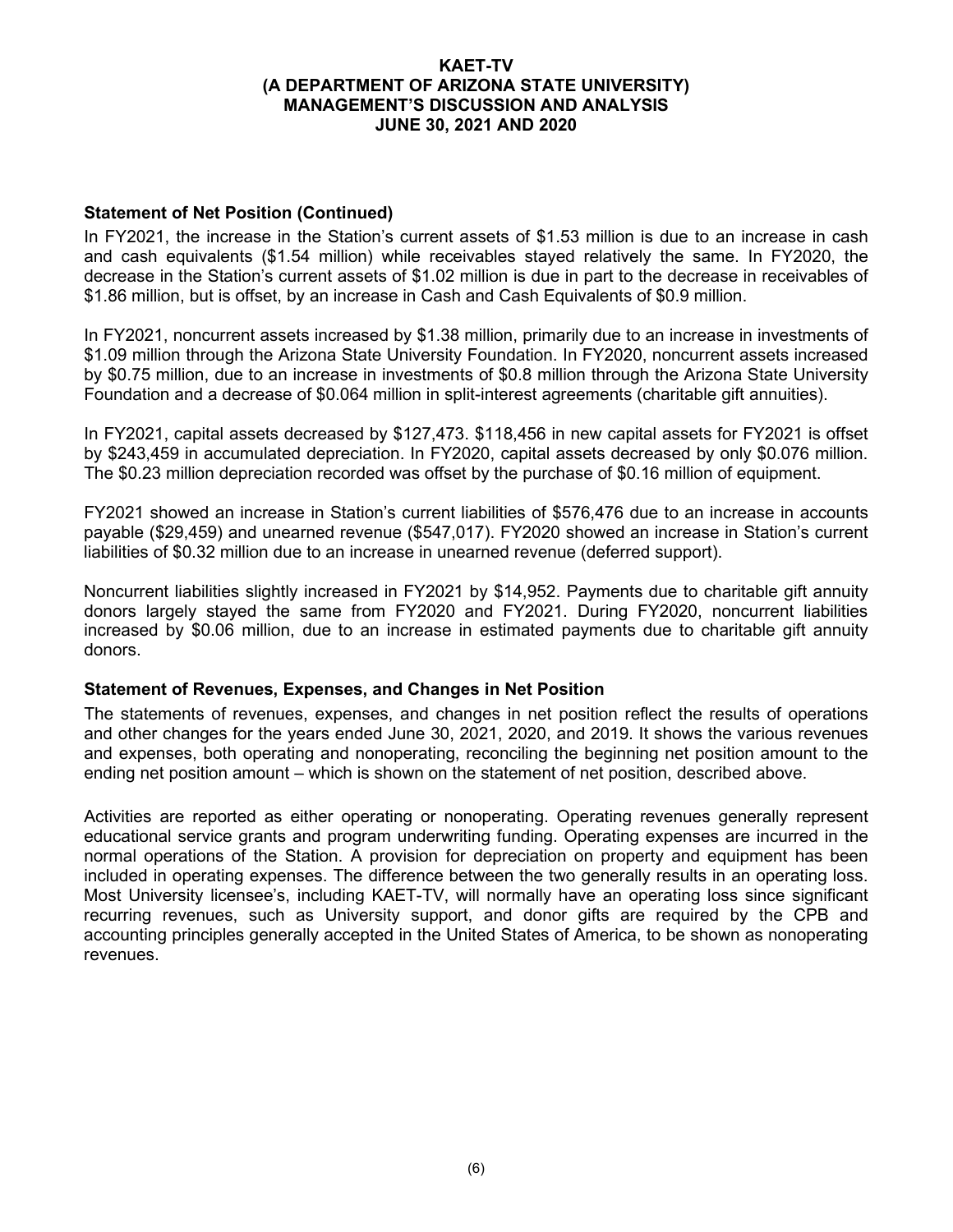# KAET-TV
# (A DEPARTMENT OF ARIZONA STATE UNIVERSITY)
# MANAGEMENT'S DISCUSSION AND ANALYSIS
# JUNE 30, 2021 AND 2020

### Statement of Net Position (Continued)

In FY2021, the increase in the Station's current assets of $1.53 million is due to an increase in cash and cash equivalents ($1.54 million) while receivables stayed relatively the same. In FY2020, the decrease in the Station's current assets of $1.02 million is due in part to the decrease in receivables of $1.86 million, but is offset, by an increase in Cash and Cash Equivalents of $0.9 million.

In FY2021, noncurrent assets increased by $1.38 million, primarily due to an increase in investments of $1.09 million through the Arizona State University Foundation. In FY2020, noncurrent assets increased by $0.75 million, due to an increase in investments of $0.8 million through the Arizona State University Foundation and a decrease of $0.064 million in split-interest agreements (charitable gift annuities).

In FY2021, capital assets decreased by $127,473. $118,456 in new capital assets for FY2021 is offset by $243,459 in accumulated depreciation. In FY2020, capital assets decreased by only $0.076 million. The $0.23 million depreciation recorded was offset by the purchase of $0.16 million of equipment.

FY2021 showed an increase in Station's current liabilities of $576,476 due to an increase in accounts payable ($29,459) and unearned revenue ($547,017). FY2020 showed an increase in Station's current liabilities of $0.32 million due to an increase in unearned revenue (deferred support).

Noncurrent liabilities slightly increased in FY2021 by $14,952. Payments due to charitable gift annuity donors largely stayed the same from FY2020 and FY2021. During FY2020, noncurrent liabilities increased by $0.06 million, due to an increase in estimated payments due to charitable gift annuity donors.

### Statement of Revenues, Expenses, and Changes in Net Position

The statements of revenues, expenses, and changes in net position reflect the results of operations and other changes for the years ended June 30, 2021, 2020, and 2019. It shows the various revenues and expenses, both operating and nonoperating, reconciling the beginning net position amount to the ending net position amount – which is shown on the statement of net position, described above.

Activities are reported as either operating or nonoperating. Operating revenues generally represent educational service grants and program underwriting funding. Operating expenses are incurred in the normal operations of the Station. A provision for depreciation on property and equipment has been included in operating expenses. The difference between the two generally results in an operating loss. Most University licensee's, including KAET-TV, will normally have an operating loss since significant recurring revenues, such as University support, and donor gifts are required by the CPB and accounting principles generally accepted in the United States of America, to be shown as nonoperating revenues.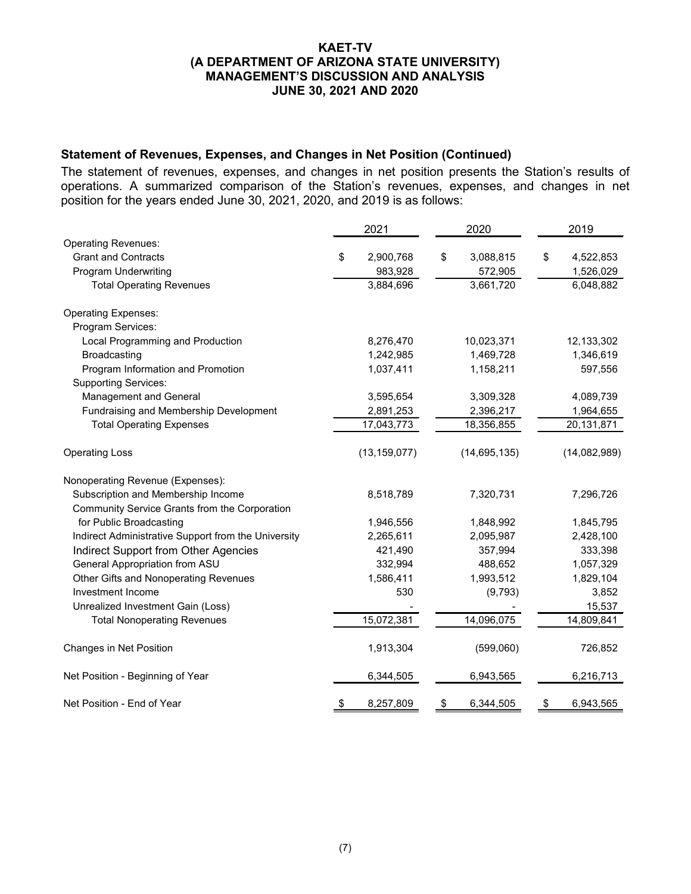# KAET-TV
# (A DEPARTMENT OF ARIZONA STATE UNIVERSITY)
# MANAGEMENT'S DISCUSSION AND ANALYSIS
# JUNE 30, 2021 AND 2020

### Statement of Revenues, Expenses, and Changes in Net Position (Continued)

The statement of revenues, expenses, and changes in net position presents the Station's results of operations. A summarized comparison of the Station's revenues, expenses, and changes in net position for the years ended June 30, 2021, 2020, and 2019 is as follows:

| | 2021 | 2020 | 2019 |
|---|---|---|---|
| Operating Revenues: | | | |
| Grant and Contracts | $ 2,900,768 | $ 3,088,815 | $ 4,522,853 |
| Program Underwriting | 983,928 | 572,905 | 1,526,029 |
| Total Operating Revenues | 3,884,696 | 3,661,720 | 6,048,882 |
| Operating Expenses: | | | |
| Program Services: | | | |
| Local Programming and Production | 8,276,470 | 10,023,371 | 12,133,302 |
| Broadcasting | 1,242,985 | 1,469,728 | 1,346,619 |
| Program Information and Promotion | 1,037,411 | 1,158,211 | 597,556 |
| Supporting Services: | | | |
| Management and General | 3,595,654 | 3,309,328 | 4,089,739 |
| Fundraising and Membership Development | 2,891,253 | 2,396,217 | 1,964,655 |
| Total Operating Expenses | 17,043,773 | 18,356,855 | 20,131,871 |
| Operating Loss | (13,159,077) | (14,695,135) | (14,082,989) |
| Nonoperating Revenue (Expenses): | | | |
| Subscription and Membership Income | 8,518,789 | 7,320,731 | 7,296,726 |
| Community Service Grants from the Corporation for Public Broadcasting | 1,946,556 | 1,848,992 | 1,845,795 |
| Indirect Administrative Support from the University | 2,265,611 | 2,095,987 | 2,428,100 |
| Indirect Support from Other Agencies | 421,490 | 357,994 | 333,398 |
| General Appropriation from ASU | 332,994 | 488,652 | 1,057,329 |
| Other Gifts and Nonoperating Revenues | 1,586,411 | 1,993,512 | 1,829,104 |
| Investment Income | 530 | (9,793) | 3,852 |
| Unrealized Investment Gain (Loss) | - | - | 15,537 |
| Total Nonoperating Revenues | 15,072,381 | 14,096,075 | 14,809,841 |
| Changes in Net Position | 1,913,304 | (599,060) | 726,852 |
| Net Position - Beginning of Year | 6,344,505 | 6,943,565 | 6,216,713 |
| Net Position - End of Year | $ 8,257,809 | $ 6,344,505 | $ 6,943,565 |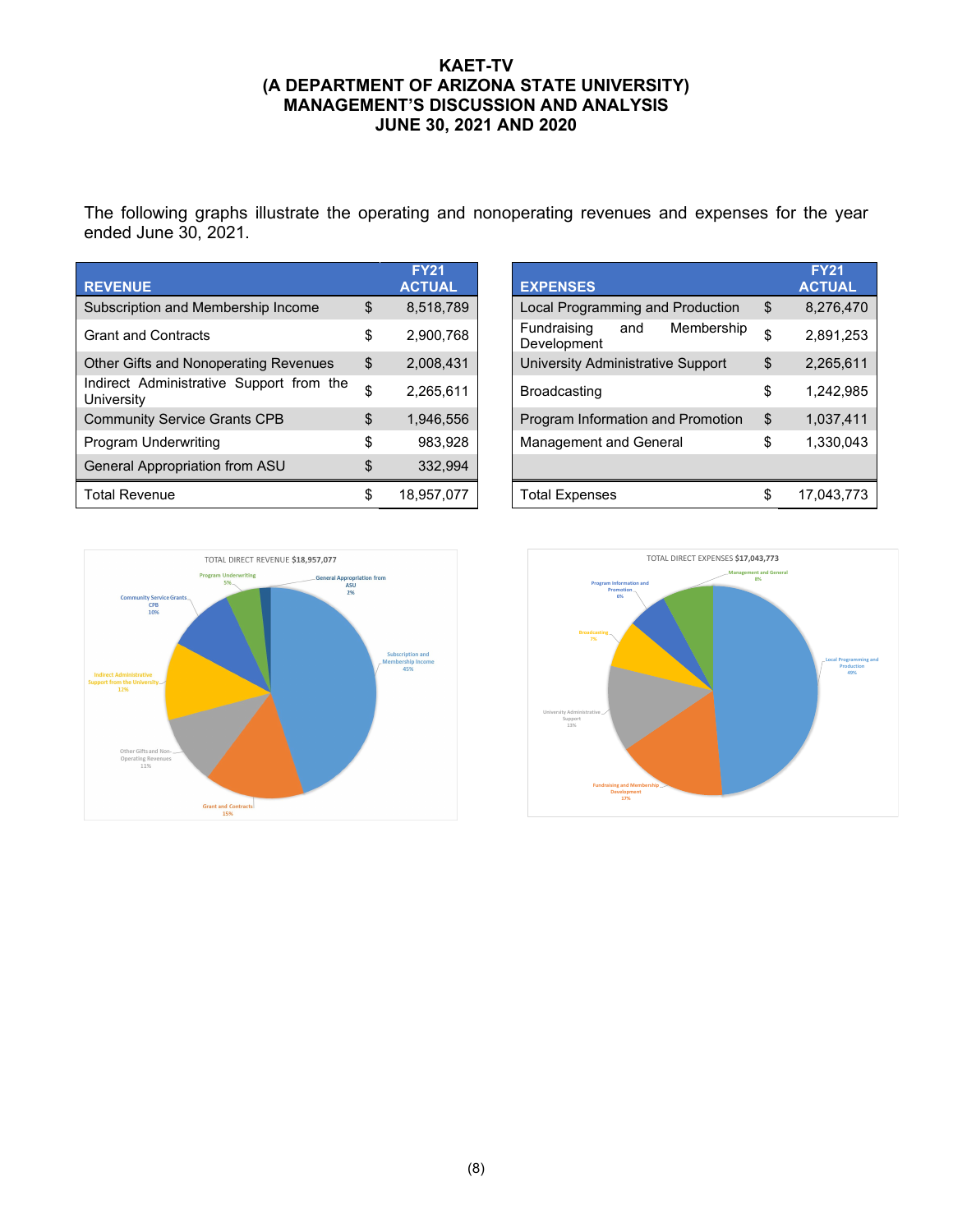# KAET-TV
# (A DEPARTMENT OF ARIZONA STATE UNIVERSITY)
# MANAGEMENT'S DISCUSSION AND ANALYSIS
# JUNE 30, 2021 AND 2020

The following graphs illustrate the operating and nonoperating revenues and expenses for the year ended June 30, 2021.

| REVENUE | | FY21 ACTUAL |
|---|---|---|
| Subscription and Membership Income | $ | 8,518,789 |
| Grant and Contracts | $ | 2,900,768 |
| Other Gifts and Nonoperating Revenues | $ | 2,008,431 |
| Indirect Administrative Support from the University | $ | 2,265,611 |
| Community Service Grants CPB | $ | 1,946,556 |
| Program Underwriting | $ | 983,928 |
| General Appropriation from ASU | $ | 332,994 |
| Total Revenue | $ | 18,957,077 |

| EXPENSES | | FY21 ACTUAL |
|---|---|---|
| Local Programming and Production | $ | 8,276,470 |
| Fundraising and Membership Development | $ | 2,891,253 |
| University Administrative Support | $ | 2,265,611 |
| Broadcasting | $ | 1,242,985 |
| Program Information and Promotion | $ | 1,037,411 |
| Management and General | $ | 1,330,043 |
| | | |
| Total Expenses | $ | 17,043,773 |

TOTAL DIRECT REVENUE $18,957,077

- Subscription and Membership Income 45%
- Grant and Contracts 15%
- Other Gifts and Non-Operating Revenues 11%
- Indirect Administrative Support from the University 12%
- Community Service Grants CPB 10%
- Program Underwriting 5%
- General Appropriation from ASU 2%

TOTAL DIRECT EXPENSES $17,043,773

- Local Programming and Production 49%
- Fundraising and Membership Development 17%
- University Administrative Support 13%
- Broadcasting 7%
- Program Information and Promotion 6%
- Management and General 8%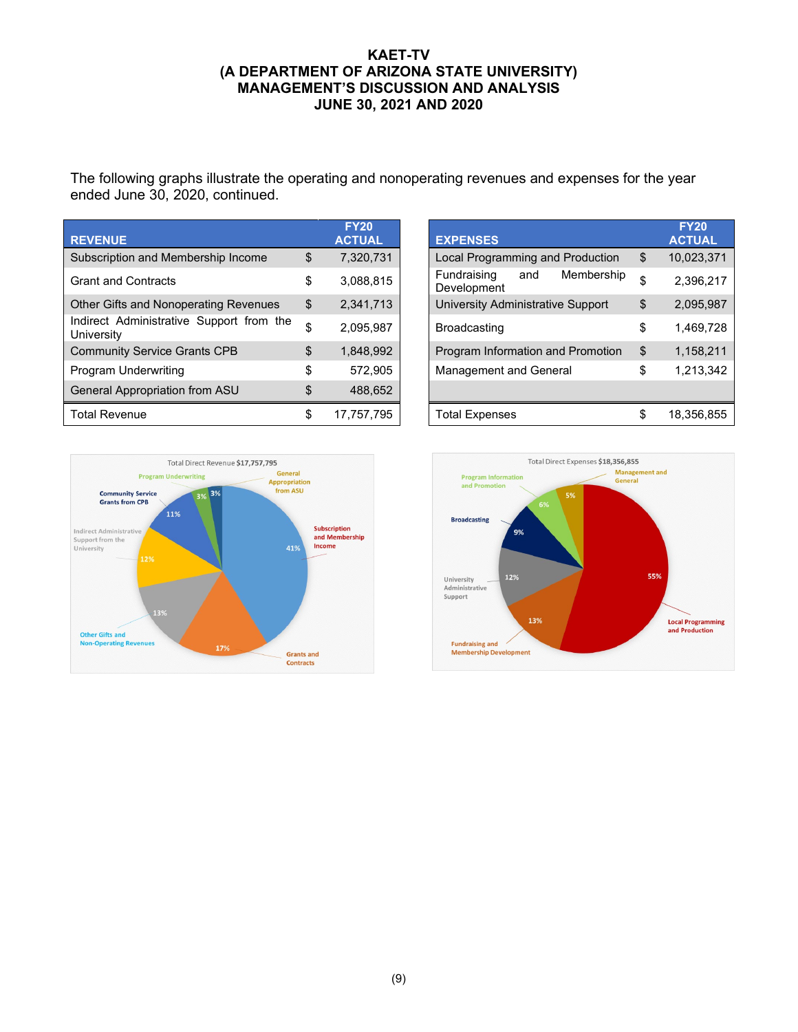# KAET-TV
# (A DEPARTMENT OF ARIZONA STATE UNIVERSITY)
# MANAGEMENT'S DISCUSSION AND ANALYSIS
# JUNE 30, 2021 AND 2020

The following graphs illustrate the operating and nonoperating revenues and expenses for the year ended June 30, 2020, continued.

| REVENUE | | FY20 ACTUAL |
|---|---|---|
| Subscription and Membership Income | $ | 7,320,731 |
| Grant and Contracts | $ | 3,088,815 |
| Other Gifts and Nonoperating Revenues | $ | 2,341,713 |
| Indirect Administrative Support from the University | $ | 2,095,987 |
| Community Service Grants CPB | $ | 1,848,992 |
| Program Underwriting | $ | 572,905 |
| General Appropriation from ASU | $ | 488,652 |
| Total Revenue | $ | 17,757,795 |

| EXPENSES | | FY20 ACTUAL |
|---|---|---|
| Local Programming and Production | $ | 10,023,371 |
| Fundraising and Membership Development | $ | 2,396,217 |
| University Administrative Support | $ | 2,095,987 |
| Broadcasting | $ | 1,469,728 |
| Program Information and Promotion | $ | 1,158,211 |
| Management and General | $ | 1,213,342 |
| | | |
| Total Expenses | $ | 18,356,855 |

Total Direct Revenue $17,757,795

- Subscription and Membership Income: 41%
- Grants and Contracts: 17%
- Other Gifts and Non-Operating Revenues: 13%
- Indirect Administrative Support from the University: 12%
- Community Service Grants from CPB: 11%
- Program Underwriting: 3%
- General Appropriation from ASU: 3%

Total Direct Expenses $18,356,855

- Local Programming and Production: 55%
- Fundraising and Membership Development: 13%
- University Administrative Support: 12%
- Broadcasting: 9%
- Program Information and Promotion: 6%
- Management and General: 5%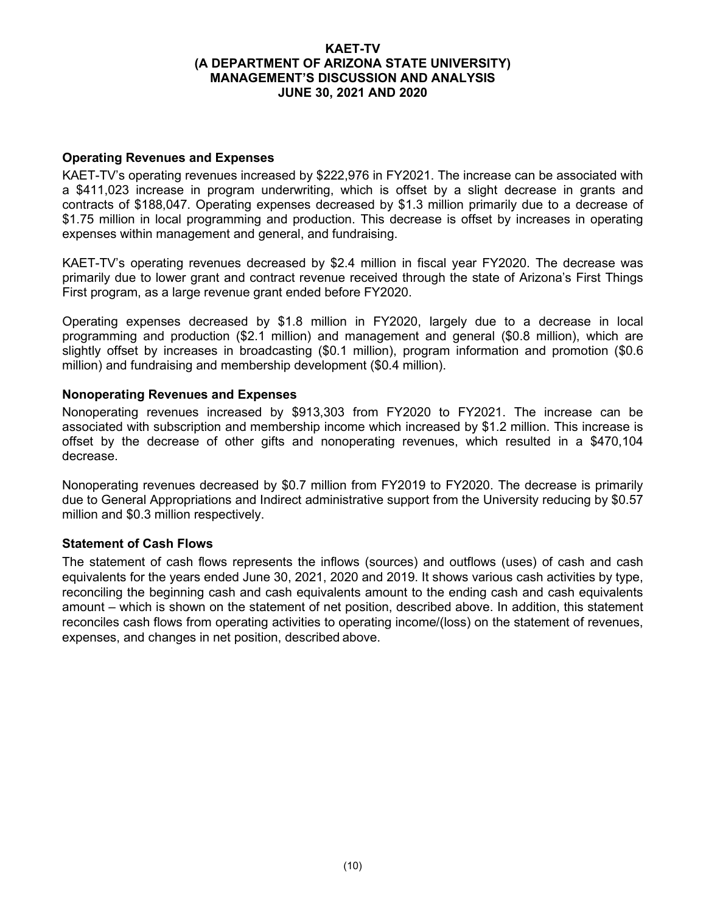### Operating Revenues and Expenses

KAET-TV's operating revenues increased by $222,976 in FY2021. The increase can be associated with a $411,023 increase in program underwriting, which is offset by a slight decrease in grants and contracts of $188,047. Operating expenses decreased by $1.3 million primarily due to a decrease of $1.75 million in local programming and production. This decrease is offset by increases in operating expenses within management and general, and fundraising.

KAET-TV's operating revenues decreased by $2.4 million in fiscal year FY2020. The decrease was primarily due to lower grant and contract revenue received through the state of Arizona's First Things First program, as a large revenue grant ended before FY2020.

Operating expenses decreased by $1.8 million in FY2020, largely due to a decrease in local programming and production ($2.1 million) and management and general ($0.8 million), which are slightly offset by increases in broadcasting ($0.1 million), program information and promotion ($0.6 million) and fundraising and membership development ($0.4 million).

### Nonoperating Revenues and Expenses

Nonoperating revenues increased by $913,303 from FY2020 to FY2021. The increase can be associated with subscription and membership income which increased by $1.2 million. This increase is offset by the decrease of other gifts and nonoperating revenues, which resulted in a $470,104 decrease.

Nonoperating revenues decreased by $0.7 million from FY2019 to FY2020. The decrease is primarily due to General Appropriations and Indirect administrative support from the University reducing by $0.57 million and $0.3 million respectively.

### Statement of Cash Flows

The statement of cash flows represents the inflows (sources) and outflows (uses) of cash and cash equivalents for the years ended June 30, 2021, 2020 and 2019. It shows various cash activities by type, reconciling the beginning cash and cash equivalents amount to the ending cash and cash equivalents amount – which is shown on the statement of net position, described above. In addition, this statement reconciles cash flows from operating activities to operating income/(loss) on the statement of revenues, expenses, and changes in net position, described above.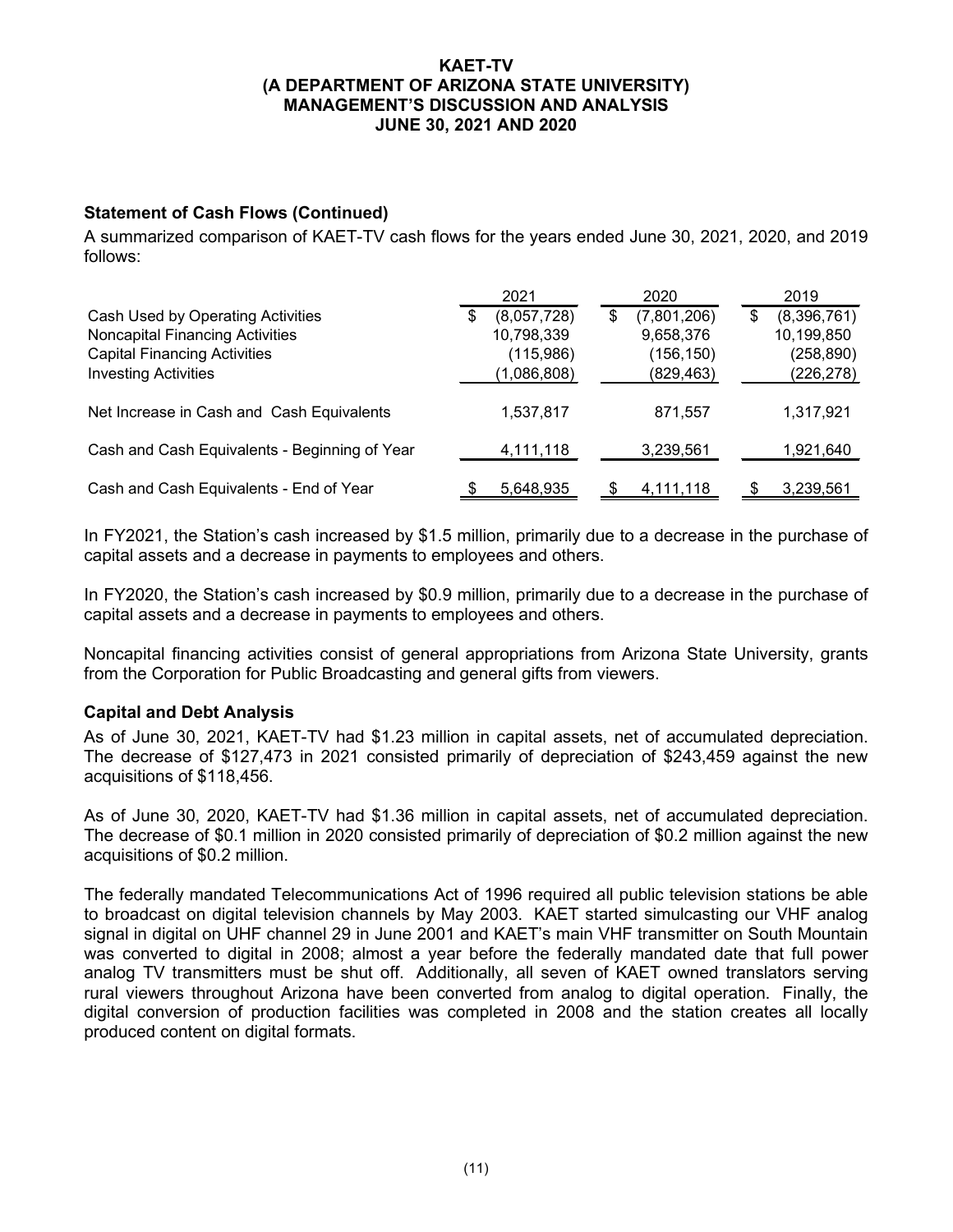### Statement of Cash Flows (Continued)

A summarized comparison of KAET-TV cash flows for the years ended June 30, 2021, 2020, and 2019 follows:

| | 2021 | 2020 | 2019 |
|---|---|---|---|
| Cash Used by Operating Activities | $ (8,057,728) | $ (7,801,206) | $ (8,396,761) |
| Noncapital Financing Activities | 10,798,339 | 9,658,376 | 10,199,850 |
| Capital Financing Activities | (115,986) | (156,150) | (258,890) |
| Investing Activities | (1,086,808) | (829,463) | (226,278) |
| Net Increase in Cash and Cash Equivalents | 1,537,817 | 871,557 | 1,317,921 |
| Cash and Cash Equivalents - Beginning of Year | 4,111,118 | 3,239,561 | 1,921,640 |
| Cash and Cash Equivalents - End of Year | $ 5,648,935 | $ 4,111,118 | $ 3,239,561 |

In FY2021, the Station's cash increased by $1.5 million, primarily due to a decrease in the purchase of capital assets and a decrease in payments to employees and others.

In FY2020, the Station's cash increased by $0.9 million, primarily due to a decrease in the purchase of capital assets and a decrease in payments to employees and others.

Noncapital financing activities consist of general appropriations from Arizona State University, grants from the Corporation for Public Broadcasting and general gifts from viewers.

### Capital and Debt Analysis

As of June 30, 2021, KAET-TV had $1.23 million in capital assets, net of accumulated depreciation. The decrease of $127,473 in 2021 consisted primarily of depreciation of $243,459 against the new acquisitions of $118,456.

As of June 30, 2020, KAET-TV had $1.36 million in capital assets, net of accumulated depreciation. The decrease of $0.1 million in 2020 consisted primarily of depreciation of $0.2 million against the new acquisitions of $0.2 million.

The federally mandated Telecommunications Act of 1996 required all public television stations be able to broadcast on digital television channels by May 2003. KAET started simulcasting our VHF analog signal in digital on UHF channel 29 in June 2001 and KAET's main VHF transmitter on South Mountain was converted to digital in 2008; almost a year before the federally mandated date that full power analog TV transmitters must be shut off. Additionally, all seven of KAET owned translators serving rural viewers throughout Arizona have been converted from analog to digital operation. Finally, the digital conversion of production facilities was completed in 2008 and the station creates all locally produced content on digital formats.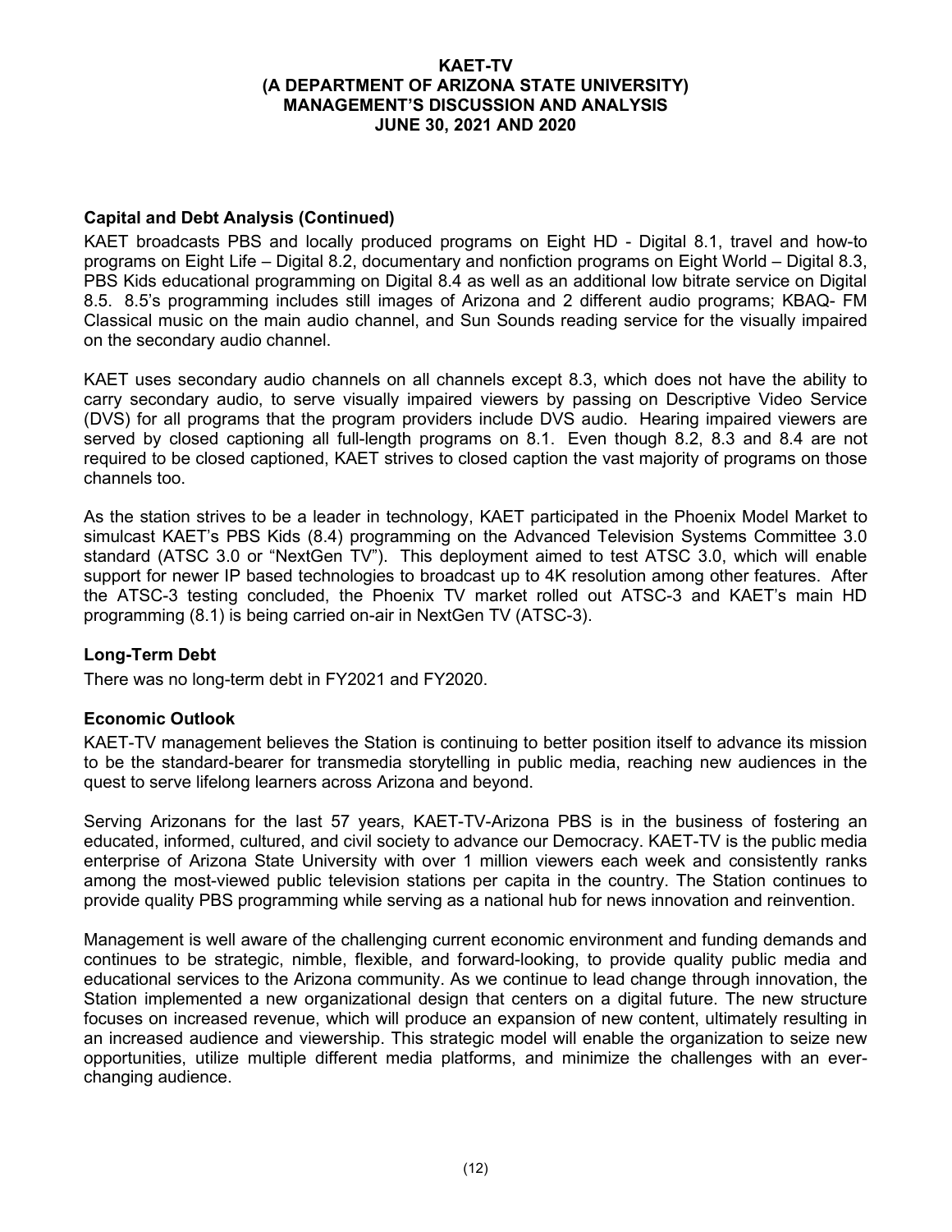### Capital and Debt Analysis (Continued)

KAET broadcasts PBS and locally produced programs on Eight HD - Digital 8.1, travel and how-to programs on Eight Life – Digital 8.2, documentary and nonfiction programs on Eight World – Digital 8.3, PBS Kids educational programming on Digital 8.4 as well as an additional low bitrate service on Digital 8.5. 8.5's programming includes still images of Arizona and 2 different audio programs; KBAQ- FM Classical music on the main audio channel, and Sun Sounds reading service for the visually impaired on the secondary audio channel.

KAET uses secondary audio channels on all channels except 8.3, which does not have the ability to carry secondary audio, to serve visually impaired viewers by passing on Descriptive Video Service (DVS) for all programs that the program providers include DVS audio. Hearing impaired viewers are served by closed captioning all full-length programs on 8.1. Even though 8.2, 8.3 and 8.4 are not required to be closed captioned, KAET strives to closed caption the vast majority of programs on those channels too.

As the station strives to be a leader in technology, KAET participated in the Phoenix Model Market to simulcast KAET's PBS Kids (8.4) programming on the Advanced Television Systems Committee 3.0 standard (ATSC 3.0 or "NextGen TV"). This deployment aimed to test ATSC 3.0, which will enable support for newer IP based technologies to broadcast up to 4K resolution among other features. After the ATSC-3 testing concluded, the Phoenix TV market rolled out ATSC-3 and KAET's main HD programming (8.1) is being carried on-air in NextGen TV (ATSC-3).

### Long-Term Debt

There was no long-term debt in FY2021 and FY2020.

### Economic Outlook

KAET-TV management believes the Station is continuing to better position itself to advance its mission to be the standard-bearer for transmedia storytelling in public media, reaching new audiences in the quest to serve lifelong learners across Arizona and beyond.

Serving Arizonans for the last 57 years, KAET-TV-Arizona PBS is in the business of fostering an educated, informed, cultured, and civil society to advance our Democracy. KAET-TV is the public media enterprise of Arizona State University with over 1 million viewers each week and consistently ranks among the most-viewed public television stations per capita in the country. The Station continues to provide quality PBS programming while serving as a national hub for news innovation and reinvention.

Management is well aware of the challenging current economic environment and funding demands and continues to be strategic, nimble, flexible, and forward-looking, to provide quality public media and educational services to the Arizona community. As we continue to lead change through innovation, the Station implemented a new organizational design that centers on a digital future. The new structure focuses on increased revenue, which will produce an expansion of new content, ultimately resulting in an increased audience and viewership. This strategic model will enable the organization to seize new opportunities, utilize multiple different media platforms, and minimize the challenges with an ever-changing audience.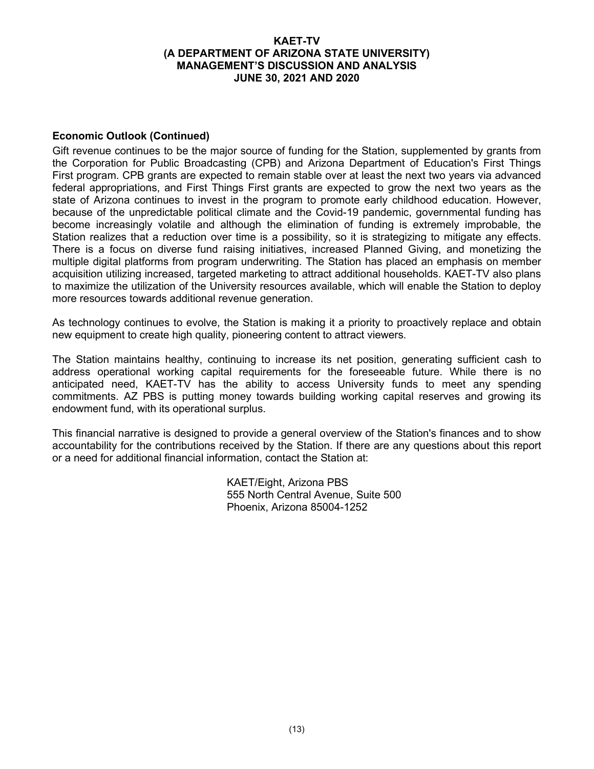### Economic Outlook (Continued)

Gift revenue continues to be the major source of funding for the Station, supplemented by grants from the Corporation for Public Broadcasting (CPB) and Arizona Department of Education's First Things First program. CPB grants are expected to remain stable over at least the next two years via advanced federal appropriations, and First Things First grants are expected to grow the next two years as the state of Arizona continues to invest in the program to promote early childhood education. However, because of the unpredictable political climate and the Covid-19 pandemic, governmental funding has become increasingly volatile and although the elimination of funding is extremely improbable, the Station realizes that a reduction over time is a possibility, so it is strategizing to mitigate any effects. There is a focus on diverse fund raising initiatives, increased Planned Giving, and monetizing the multiple digital platforms from program underwriting. The Station has placed an emphasis on member acquisition utilizing increased, targeted marketing to attract additional households. KAET-TV also plans to maximize the utilization of the University resources available, which will enable the Station to deploy more resources towards additional revenue generation.

As technology continues to evolve, the Station is making it a priority to proactively replace and obtain new equipment to create high quality, pioneering content to attract viewers.

The Station maintains healthy, continuing to increase its net position, generating sufficient cash to address operational working capital requirements for the foreseeable future. While there is no anticipated need, KAET-TV has the ability to access University funds to meet any spending commitments. AZ PBS is putting money towards building working capital reserves and growing its endowment fund, with its operational surplus.

This financial narrative is designed to provide a general overview of the Station's finances and to show accountability for the contributions received by the Station. If there are any questions about this report or a need for additional financial information, contact the Station at:

KAET/Eight, Arizona PBS
555 North Central Avenue, Suite 500
Phoenix, Arizona 85004-1252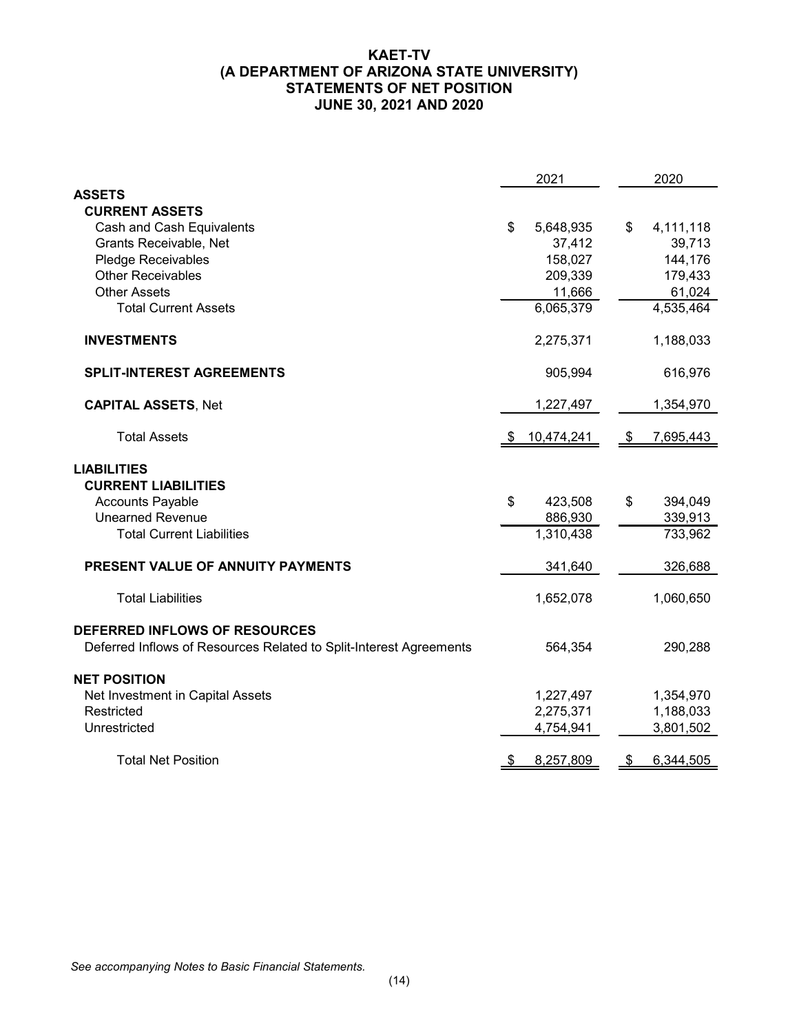# KAET-TV
## (A DEPARTMENT OF ARIZONA STATE UNIVERSITY)
## STATEMENTS OF NET POSITION
## JUNE 30, 2021 AND 2020

| | 2021 | 2020 |
|---|---|---|
| **ASSETS** | | |
| **CURRENT ASSETS** | | |
| Cash and Cash Equivalents | $ 5,648,935 | $ 4,111,118 |
| Grants Receivable, Net | 37,412 | 39,713 |
| Pledge Receivables | 158,027 | 144,176 |
| Other Receivables | 209,339 | 179,433 |
| Other Assets | 11,666 | 61,024 |
| Total Current Assets | 6,065,379 | 4,535,464 |
| **INVESTMENTS** | 2,275,371 | 1,188,033 |
| **SPLIT-INTEREST AGREEMENTS** | 905,994 | 616,976 |
| **CAPITAL ASSETS**, Net | 1,227,497 | 1,354,970 |
| Total Assets | $ 10,474,241 | $ 7,695,443 |
| **LIABILITIES** | | |
| **CURRENT LIABILITIES** | | |
| Accounts Payable | $ 423,508 | $ 394,049 |
| Unearned Revenue | 886,930 | 339,913 |
| Total Current Liabilities | 1,310,438 | 733,962 |
| **PRESENT VALUE OF ANNUITY PAYMENTS** | 341,640 | 326,688 |
| Total Liabilities | 1,652,078 | 1,060,650 |
| **DEFERRED INFLOWS OF RESOURCES** | | |
| Deferred Inflows of Resources Related to Split-Interest Agreements | 564,354 | 290,288 |
| **NET POSITION** | | |
| Net Investment in Capital Assets | 1,227,497 | 1,354,970 |
| Restricted | 2,275,371 | 1,188,033 |
| Unrestricted | 4,754,941 | 3,801,502 |
| Total Net Position | $ 8,257,809 | $ 6,344,505 |

*See accompanying Notes to Basic Financial Statements.*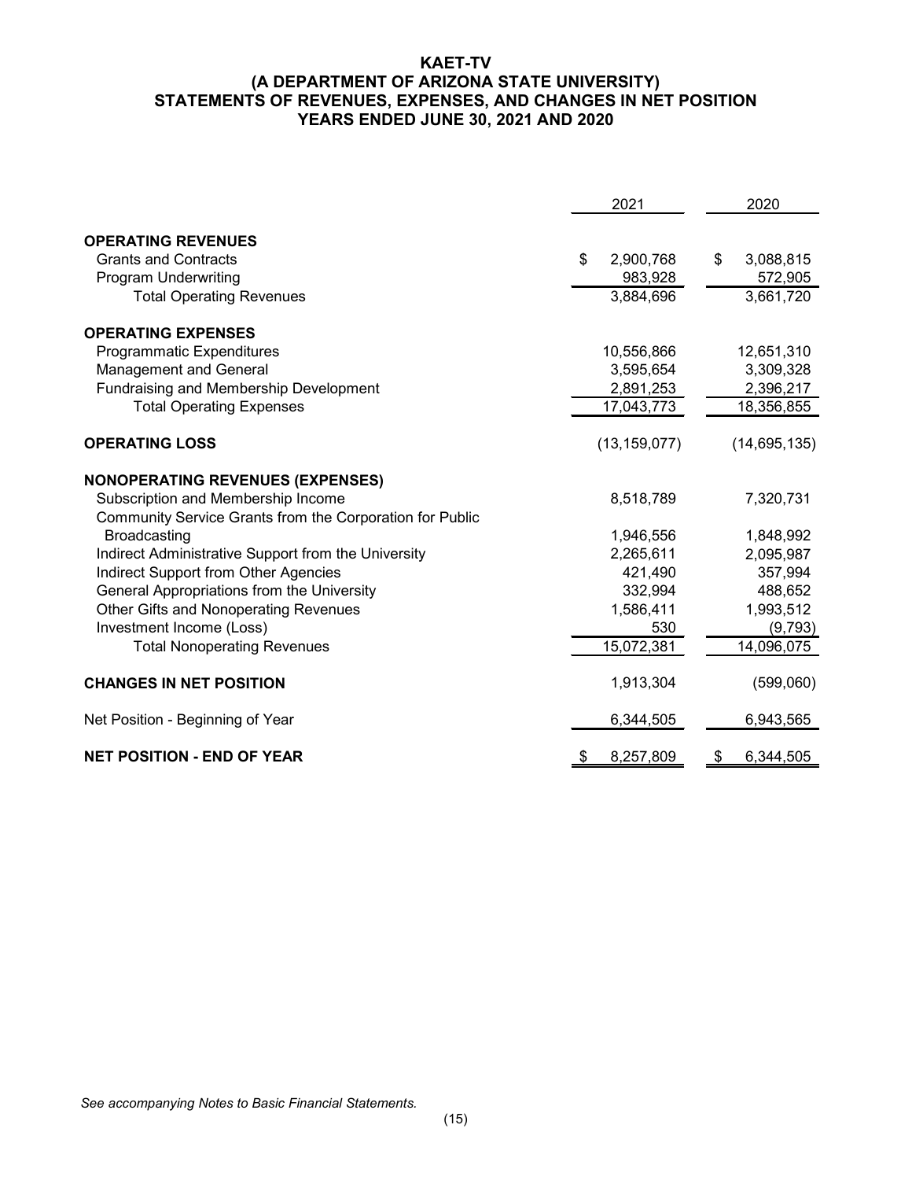# KAET-TV
## (A DEPARTMENT OF ARIZONA STATE UNIVERSITY)
## STATEMENTS OF REVENUES, EXPENSES, AND CHANGES IN NET POSITION
## YEARS ENDED JUNE 30, 2021 AND 2020

| | 2021 | 2020 |
|---|---|---|
| **OPERATING REVENUES** | | |
| Grants and Contracts | $ 2,900,768 | $ 3,088,815 |
| Program Underwriting | 983,928 | 572,905 |
| Total Operating Revenues | 3,884,696 | 3,661,720 |
| **OPERATING EXPENSES** | | |
| Programmatic Expenditures | 10,556,866 | 12,651,310 |
| Management and General | 3,595,654 | 3,309,328 |
| Fundraising and Membership Development | 2,891,253 | 2,396,217 |
| Total Operating Expenses | 17,043,773 | 18,356,855 |
| **OPERATING LOSS** | (13,159,077) | (14,695,135) |
| **NONOPERATING REVENUES (EXPENSES)** | | |
| Subscription and Membership Income | 8,518,789 | 7,320,731 |
| Community Service Grants from the Corporation for Public Broadcasting | 1,946,556 | 1,848,992 |
| Indirect Administrative Support from the University | 2,265,611 | 2,095,987 |
| Indirect Support from Other Agencies | 421,490 | 357,994 |
| General Appropriations from the University | 332,994 | 488,652 |
| Other Gifts and Nonoperating Revenues | 1,586,411 | 1,993,512 |
| Investment Income (Loss) | 530 | (9,793) |
| Total Nonoperating Revenues | 15,072,381 | 14,096,075 |
| **CHANGES IN NET POSITION** | 1,913,304 | (599,060) |
| Net Position - Beginning of Year | 6,344,505 | 6,943,565 |
| **NET POSITION - END OF YEAR** | $ 8,257,809 | $ 6,344,505 |

*See accompanying Notes to Basic Financial Statements.*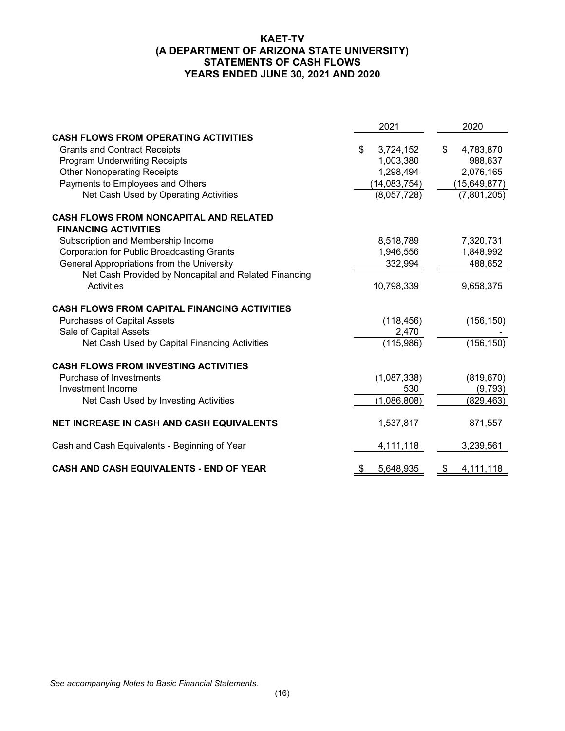# KAET-TV
## (A DEPARTMENT OF ARIZONA STATE UNIVERSITY)
## STATEMENTS OF CASH FLOWS
## YEARS ENDED JUNE 30, 2021 AND 2020

| | 2021 | 2020 |
|---|---|---|
| **CASH FLOWS FROM OPERATING ACTIVITIES** | | |
| Grants and Contract Receipts | $ 3,724,152 | $ 4,783,870 |
| Program Underwriting Receipts | 1,003,380 | 988,637 |
| Other Nonoperating Receipts | 1,298,494 | 2,076,165 |
| Payments to Employees and Others | (14,083,754) | (15,649,877) |
| Net Cash Used by Operating Activities | (8,057,728) | (7,801,205) |
| **CASH FLOWS FROM NONCAPITAL AND RELATED FINANCING ACTIVITIES** | | |
| Subscription and Membership Income | 8,518,789 | 7,320,731 |
| Corporation for Public Broadcasting Grants | 1,946,556 | 1,848,992 |
| General Appropriations from the University | 332,994 | 488,652 |
| Net Cash Provided by Noncapital and Related Financing Activities | 10,798,339 | 9,658,375 |
| **CASH FLOWS FROM CAPITAL FINANCING ACTIVITIES** | | |
| Purchases of Capital Assets | (118,456) | (156,150) |
| Sale of Capital Assets | 2,470 | - |
| Net Cash Used by Capital Financing Activities | (115,986) | (156,150) |
| **CASH FLOWS FROM INVESTING ACTIVITIES** | | |
| Purchase of Investments | (1,087,338) | (819,670) |
| Investment Income | 530 | (9,793) |
| Net Cash Used by Investing Activities | (1,086,808) | (829,463) |
| **NET INCREASE IN CASH AND CASH EQUIVALENTS** | 1,537,817 | 871,557 |
| Cash and Cash Equivalents - Beginning of Year | 4,111,118 | 3,239,561 |
| **CASH AND CASH EQUIVALENTS - END OF YEAR** | $ 5,648,935 | $ 4,111,118 |

*See accompanying Notes to Basic Financial Statements.*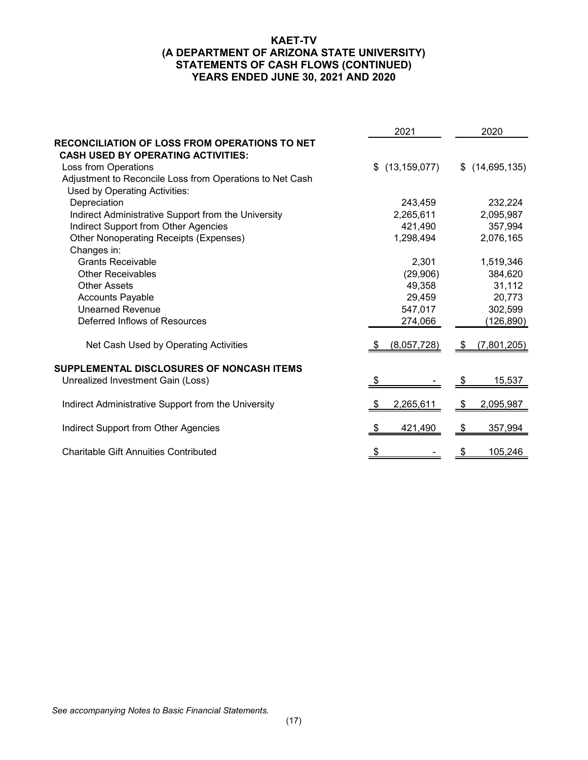# KAET-TV
## (A DEPARTMENT OF ARIZONA STATE UNIVERSITY)
## STATEMENTS OF CASH FLOWS (CONTINUED)
## YEARS ENDED JUNE 30, 2021 AND 2020

| | 2021 | 2020 |
|---|---|---|
| **RECONCILIATION OF LOSS FROM OPERATIONS TO NET CASH USED BY OPERATING ACTIVITIES:** | | |
| Loss from Operations | $ (13,159,077) | $ (14,695,135) |
| Adjustment to Reconcile Loss from Operations to Net Cash Used by Operating Activities: | | |
| Depreciation | 243,459 | 232,224 |
| Indirect Administrative Support from the University | 2,265,611 | 2,095,987 |
| Indirect Support from Other Agencies | 421,490 | 357,994 |
| Other Nonoperating Receipts (Expenses) | 1,298,494 | 2,076,165 |
| Changes in: | | |
| Grants Receivable | 2,301 | 1,519,346 |
| Other Receivables | (29,906) | 384,620 |
| Other Assets | 49,358 | 31,112 |
| Accounts Payable | 29,459 | 20,773 |
| Unearned Revenue | 547,017 | 302,599 |
| Deferred Inflows of Resources | 274,066 | (126,890) |
| Net Cash Used by Operating Activities | $ (8,057,728) | $ (7,801,205) |
| **SUPPLEMENTAL DISCLOSURES OF NONCASH ITEMS** | | |
| Unrealized Investment Gain (Loss) | $ - | $ 15,537 |
| Indirect Administrative Support from the University | $ 2,265,611 | $ 2,095,987 |
| Indirect Support from Other Agencies | $ 421,490 | $ 357,994 |
| Charitable Gift Annuities Contributed | $ - | $ 105,246 |

*See accompanying Notes to Basic Financial Statements.*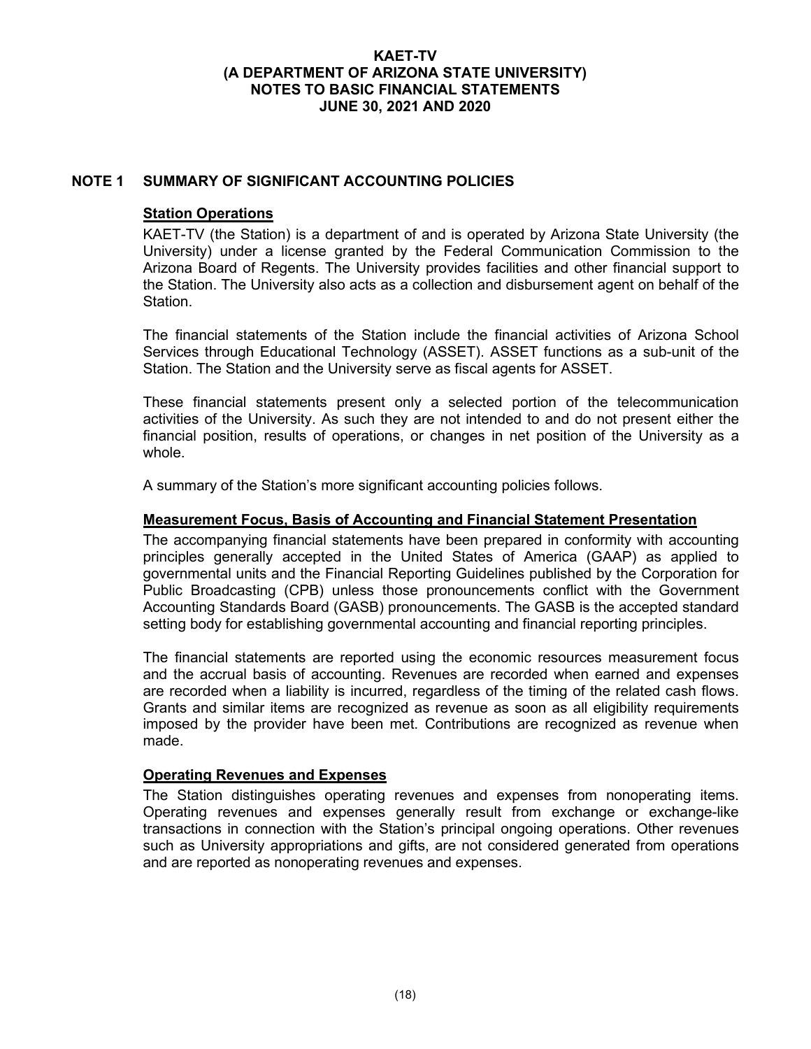## NOTE 1 SUMMARY OF SIGNIFICANT ACCOUNTING POLICIES

### Station Operations

KAET-TV (the Station) is a department of and is operated by Arizona State University (the University) under a license granted by the Federal Communication Commission to the Arizona Board of Regents. The University provides facilities and other financial support to the Station. The University also acts as a collection and disbursement agent on behalf of the Station.

The financial statements of the Station include the financial activities of Arizona School Services through Educational Technology (ASSET). ASSET functions as a sub-unit of the Station. The Station and the University serve as fiscal agents for ASSET.

These financial statements present only a selected portion of the telecommunication activities of the University. As such they are not intended to and do not present either the financial position, results of operations, or changes in net position of the University as a whole.

A summary of the Station's more significant accounting policies follows.

### Measurement Focus, Basis of Accounting and Financial Statement Presentation

The accompanying financial statements have been prepared in conformity with accounting principles generally accepted in the United States of America (GAAP) as applied to governmental units and the Financial Reporting Guidelines published by the Corporation for Public Broadcasting (CPB) unless those pronouncements conflict with the Government Accounting Standards Board (GASB) pronouncements. The GASB is the accepted standard setting body for establishing governmental accounting and financial reporting principles.

The financial statements are reported using the economic resources measurement focus and the accrual basis of accounting. Revenues are recorded when earned and expenses are recorded when a liability is incurred, regardless of the timing of the related cash flows. Grants and similar items are recognized as revenue as soon as all eligibility requirements imposed by the provider have been met. Contributions are recognized as revenue when made.

### Operating Revenues and Expenses

The Station distinguishes operating revenues and expenses from nonoperating items. Operating revenues and expenses generally result from exchange or exchange-like transactions in connection with the Station's principal ongoing operations. Other revenues such as University appropriations and gifts, are not considered generated from operations and are reported as nonoperating revenues and expenses.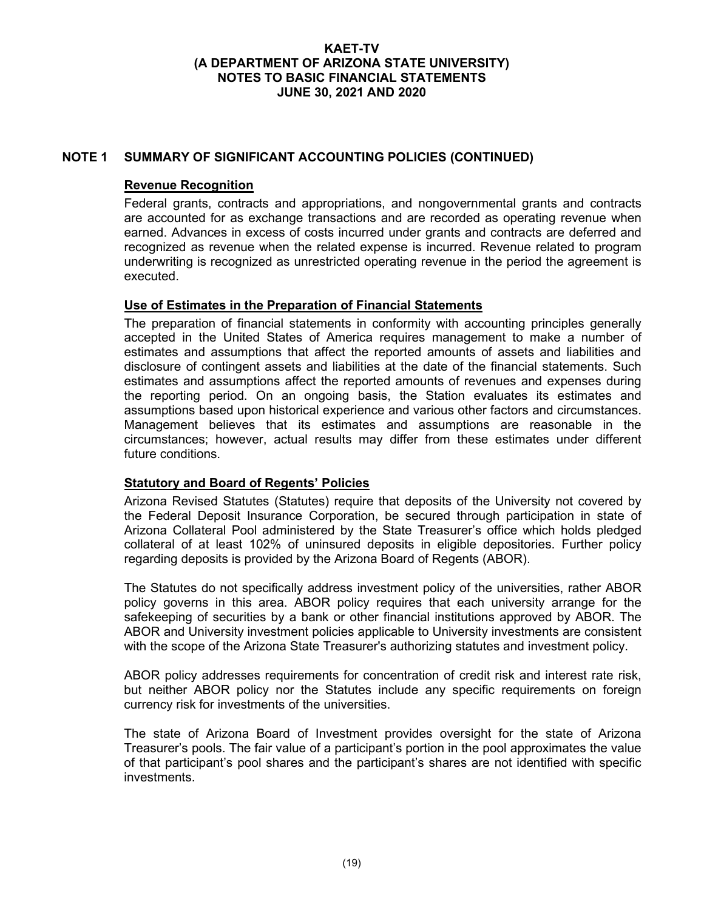## NOTE 1 SUMMARY OF SIGNIFICANT ACCOUNTING POLICIES (CONTINUED)

### Revenue Recognition

Federal grants, contracts and appropriations, and nongovernmental grants and contracts are accounted for as exchange transactions and are recorded as operating revenue when earned. Advances in excess of costs incurred under grants and contracts are deferred and recognized as revenue when the related expense is incurred. Revenue related to program underwriting is recognized as unrestricted operating revenue in the period the agreement is executed.

### Use of Estimates in the Preparation of Financial Statements

The preparation of financial statements in conformity with accounting principles generally accepted in the United States of America requires management to make a number of estimates and assumptions that affect the reported amounts of assets and liabilities and disclosure of contingent assets and liabilities at the date of the financial statements. Such estimates and assumptions affect the reported amounts of revenues and expenses during the reporting period. On an ongoing basis, the Station evaluates its estimates and assumptions based upon historical experience and various other factors and circumstances. Management believes that its estimates and assumptions are reasonable in the circumstances; however, actual results may differ from these estimates under different future conditions.

### Statutory and Board of Regents' Policies

Arizona Revised Statutes (Statutes) require that deposits of the University not covered by the Federal Deposit Insurance Corporation, be secured through participation in state of Arizona Collateral Pool administered by the State Treasurer's office which holds pledged collateral of at least 102% of uninsured deposits in eligible depositories. Further policy regarding deposits is provided by the Arizona Board of Regents (ABOR).

The Statutes do not specifically address investment policy of the universities, rather ABOR policy governs in this area. ABOR policy requires that each university arrange for the safekeeping of securities by a bank or other financial institutions approved by ABOR. The ABOR and University investment policies applicable to University investments are consistent with the scope of the Arizona State Treasurer's authorizing statutes and investment policy.

ABOR policy addresses requirements for concentration of credit risk and interest rate risk, but neither ABOR policy nor the Statutes include any specific requirements on foreign currency risk for investments of the universities.

The state of Arizona Board of Investment provides oversight for the state of Arizona Treasurer's pools. The fair value of a participant's portion in the pool approximates the value of that participant's pool shares and the participant's shares are not identified with specific investments.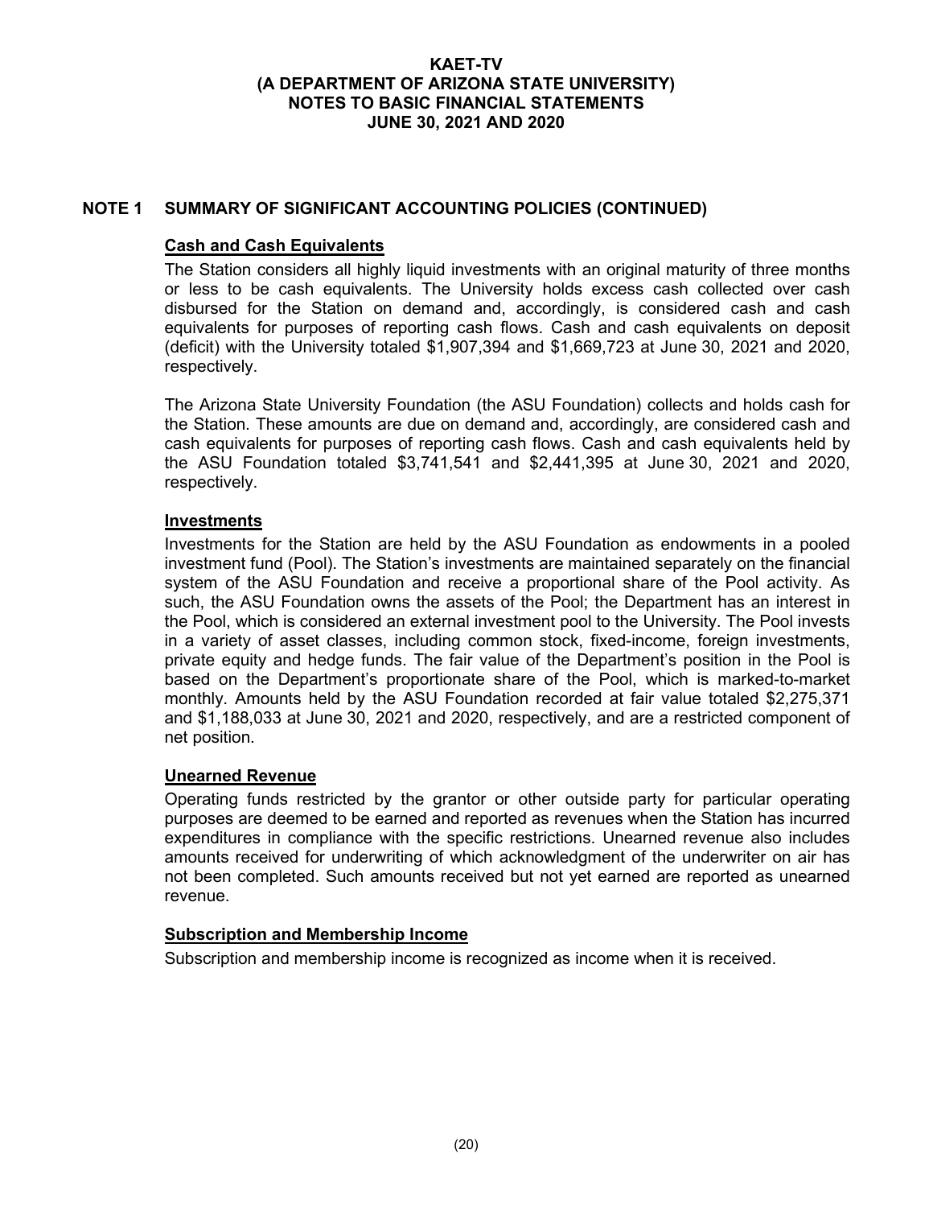## NOTE 1 SUMMARY OF SIGNIFICANT ACCOUNTING POLICIES (CONTINUED)

### Cash and Cash Equivalents

The Station considers all highly liquid investments with an original maturity of three months or less to be cash equivalents. The University holds excess cash collected over cash disbursed for the Station on demand and, accordingly, is considered cash and cash equivalents for purposes of reporting cash flows. Cash and cash equivalents on deposit (deficit) with the University totaled $1,907,394 and $1,669,723 at June 30, 2021 and 2020, respectively.

The Arizona State University Foundation (the ASU Foundation) collects and holds cash for the Station. These amounts are due on demand and, accordingly, are considered cash and cash equivalents for purposes of reporting cash flows. Cash and cash equivalents held by the ASU Foundation totaled $3,741,541 and $2,441,395 at June 30, 2021 and 2020, respectively.

### Investments

Investments for the Station are held by the ASU Foundation as endowments in a pooled investment fund (Pool). The Station's investments are maintained separately on the financial system of the ASU Foundation and receive a proportional share of the Pool activity. As such, the ASU Foundation owns the assets of the Pool; the Department has an interest in the Pool, which is considered an external investment pool to the University. The Pool invests in a variety of asset classes, including common stock, fixed-income, foreign investments, private equity and hedge funds. The fair value of the Department's position in the Pool is based on the Department's proportionate share of the Pool, which is marked-to-market monthly. Amounts held by the ASU Foundation recorded at fair value totaled $2,275,371 and $1,188,033 at June 30, 2021 and 2020, respectively, and are a restricted component of net position.

### Unearned Revenue

Operating funds restricted by the grantor or other outside party for particular operating purposes are deemed to be earned and reported as revenues when the Station has incurred expenditures in compliance with the specific restrictions. Unearned revenue also includes amounts received for underwriting of which acknowledgment of the underwriter on air has not been completed. Such amounts received but not yet earned are reported as unearned revenue.

### Subscription and Membership Income

Subscription and membership income is recognized as income when it is received.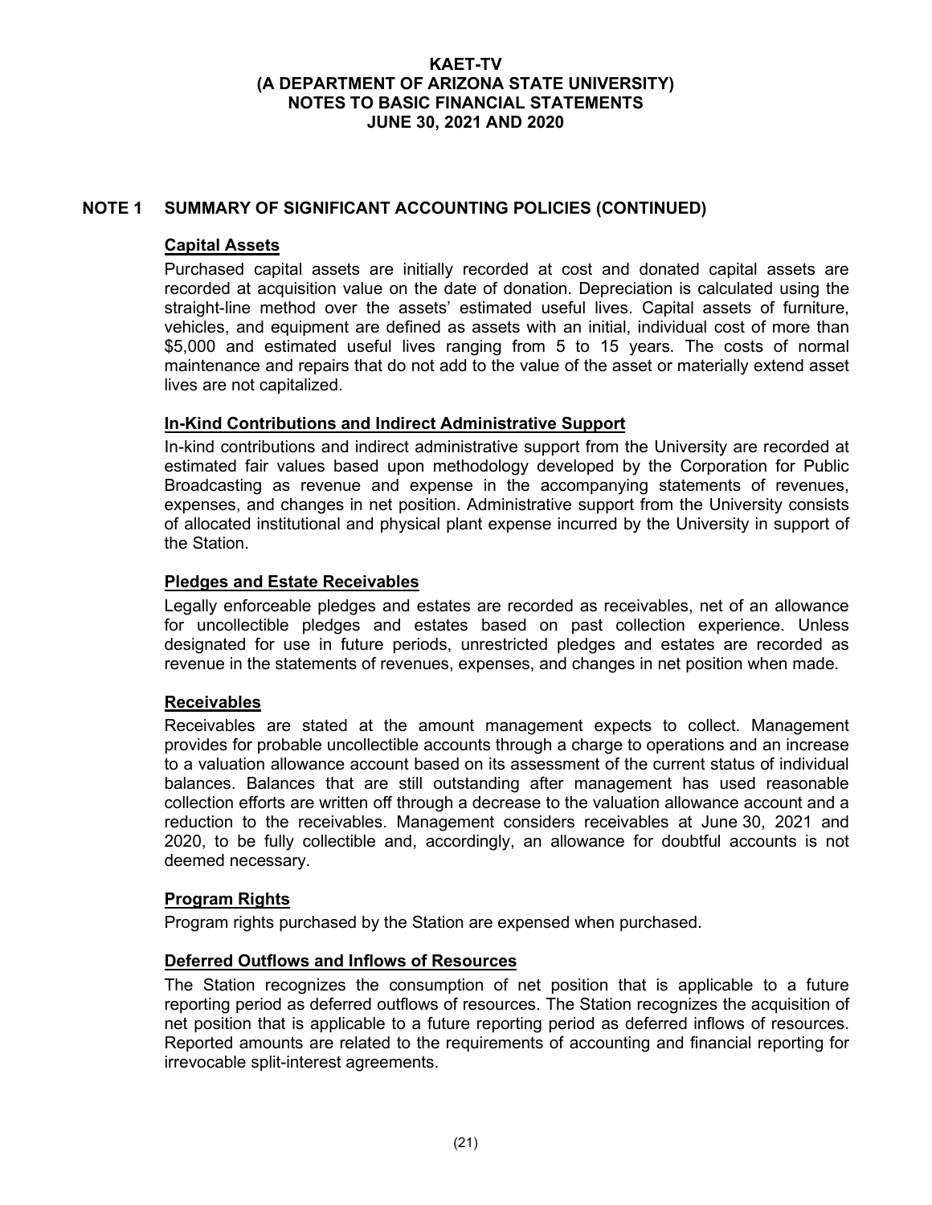## NOTE 1 SUMMARY OF SIGNIFICANT ACCOUNTING POLICIES (CONTINUED)

### Capital Assets

Purchased capital assets are initially recorded at cost and donated capital assets are recorded at acquisition value on the date of donation. Depreciation is calculated using the straight-line method over the assets' estimated useful lives. Capital assets of furniture, vehicles, and equipment are defined as assets with an initial, individual cost of more than $5,000 and estimated useful lives ranging from 5 to 15 years. The costs of normal maintenance and repairs that do not add to the value of the asset or materially extend asset lives are not capitalized.

### In-Kind Contributions and Indirect Administrative Support

In-kind contributions and indirect administrative support from the University are recorded at estimated fair values based upon methodology developed by the Corporation for Public Broadcasting as revenue and expense in the accompanying statements of revenues, expenses, and changes in net position. Administrative support from the University consists of allocated institutional and physical plant expense incurred by the University in support of the Station.

### Pledges and Estate Receivables

Legally enforceable pledges and estates are recorded as receivables, net of an allowance for uncollectible pledges and estates based on past collection experience. Unless designated for use in future periods, unrestricted pledges and estates are recorded as revenue in the statements of revenues, expenses, and changes in net position when made.

### Receivables

Receivables are stated at the amount management expects to collect. Management provides for probable uncollectible accounts through a charge to operations and an increase to a valuation allowance account based on its assessment of the current status of individual balances. Balances that are still outstanding after management has used reasonable collection efforts are written off through a decrease to the valuation allowance account and a reduction to the receivables. Management considers receivables at June 30, 2021 and 2020, to be fully collectible and, accordingly, an allowance for doubtful accounts is not deemed necessary.

### Program Rights

Program rights purchased by the Station are expensed when purchased.

### Deferred Outflows and Inflows of Resources

The Station recognizes the consumption of net position that is applicable to a future reporting period as deferred outflows of resources. The Station recognizes the acquisition of net position that is applicable to a future reporting period as deferred inflows of resources. Reported amounts are related to the requirements of accounting and financial reporting for irrevocable split-interest agreements.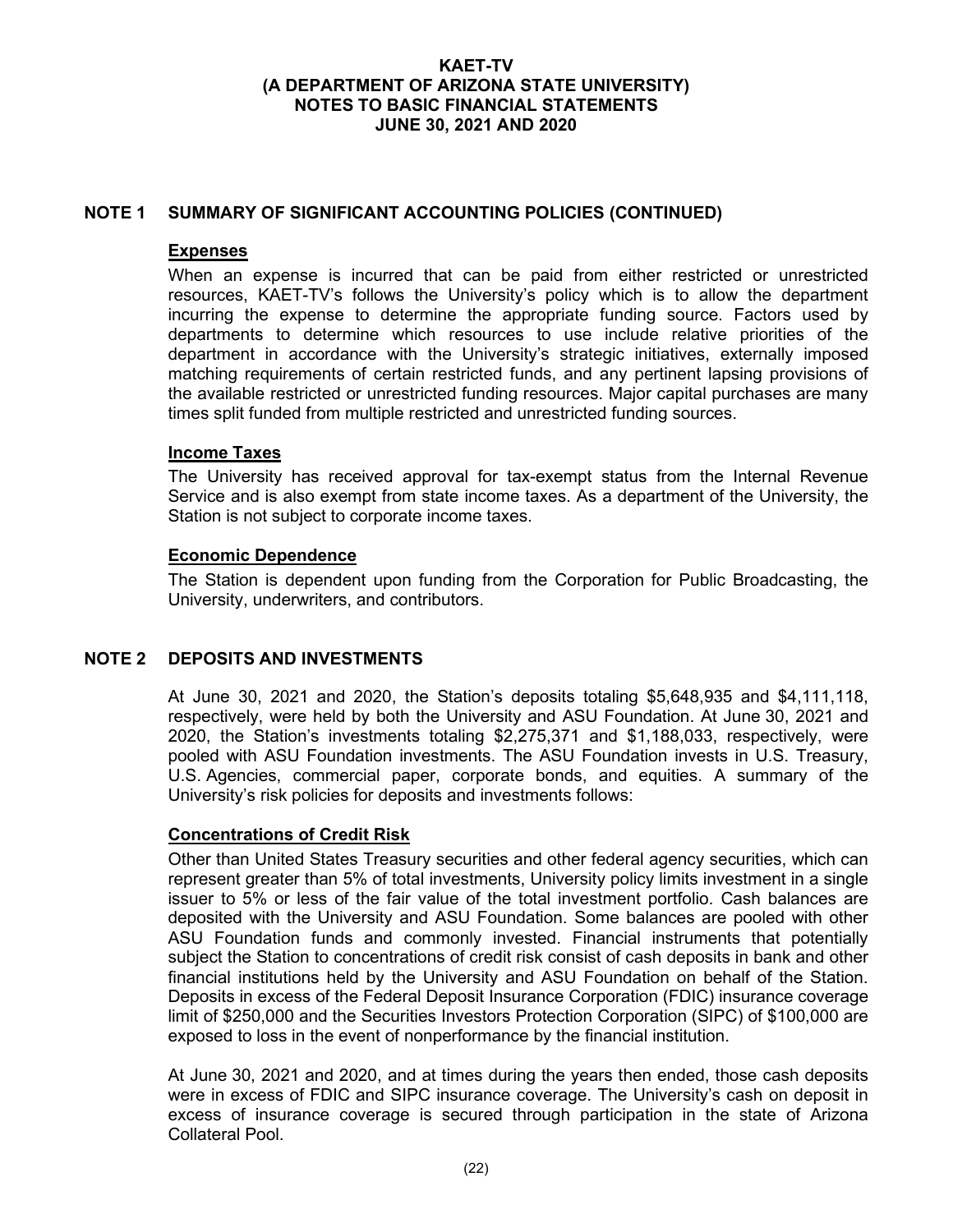# KAET-TV
# (A DEPARTMENT OF ARIZONA STATE UNIVERSITY)
# NOTES TO BASIC FINANCIAL STATEMENTS
# JUNE 30, 2021 AND 2020

## NOTE 1 SUMMARY OF SIGNIFICANT ACCOUNTING POLICIES (CONTINUED)

### Expenses

When an expense is incurred that can be paid from either restricted or unrestricted resources, KAET-TV's follows the University's policy which is to allow the department incurring the expense to determine the appropriate funding source. Factors used by departments to determine which resources to use include relative priorities of the department in accordance with the University's strategic initiatives, externally imposed matching requirements of certain restricted funds, and any pertinent lapsing provisions of the available restricted or unrestricted funding resources. Major capital purchases are many times split funded from multiple restricted and unrestricted funding sources.

### Income Taxes

The University has received approval for tax-exempt status from the Internal Revenue Service and is also exempt from state income taxes. As a department of the University, the Station is not subject to corporate income taxes.

### Economic Dependence

The Station is dependent upon funding from the Corporation for Public Broadcasting, the University, underwriters, and contributors.

## NOTE 2 DEPOSITS AND INVESTMENTS

At June 30, 2021 and 2020, the Station's deposits totaling $5,648,935 and $4,111,118, respectively, were held by both the University and ASU Foundation. At June 30, 2021 and 2020, the Station's investments totaling $2,275,371 and $1,188,033, respectively, were pooled with ASU Foundation investments. The ASU Foundation invests in U.S. Treasury, U.S. Agencies, commercial paper, corporate bonds, and equities. A summary of the University's risk policies for deposits and investments follows:

### Concentrations of Credit Risk

Other than United States Treasury securities and other federal agency securities, which can represent greater than 5% of total investments, University policy limits investment in a single issuer to 5% or less of the fair value of the total investment portfolio. Cash balances are deposited with the University and ASU Foundation. Some balances are pooled with other ASU Foundation funds and commonly invested. Financial instruments that potentially subject the Station to concentrations of credit risk consist of cash deposits in bank and other financial institutions held by the University and ASU Foundation on behalf of the Station. Deposits in excess of the Federal Deposit Insurance Corporation (FDIC) insurance coverage limit of $250,000 and the Securities Investors Protection Corporation (SIPC) of $100,000 are exposed to loss in the event of nonperformance by the financial institution.

At June 30, 2021 and 2020, and at times during the years then ended, those cash deposits were in excess of FDIC and SIPC insurance coverage. The University's cash on deposit in excess of insurance coverage is secured through participation in the state of Arizona Collateral Pool.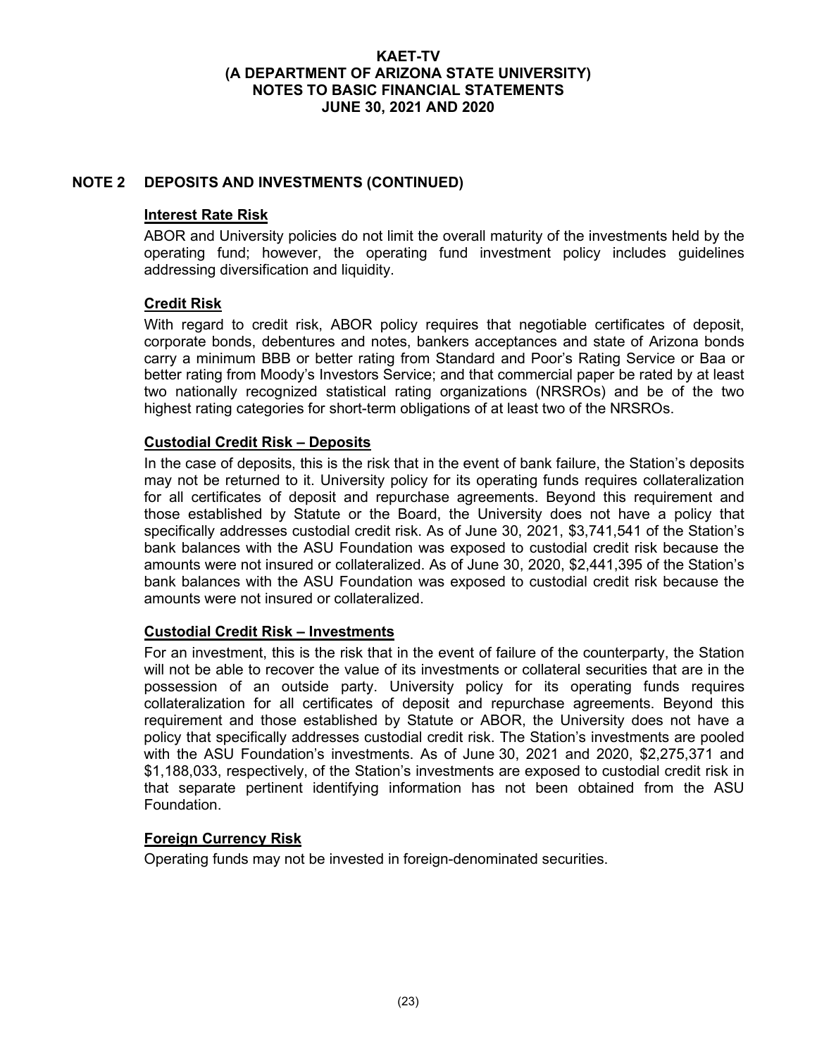# KAET-TV
# (A DEPARTMENT OF ARIZONA STATE UNIVERSITY)
# NOTES TO BASIC FINANCIAL STATEMENTS
# JUNE 30, 2021 AND 2020

## NOTE 2 DEPOSITS AND INVESTMENTS (CONTINUED)

### Interest Rate Risk

ABOR and University policies do not limit the overall maturity of the investments held by the operating fund; however, the operating fund investment policy includes guidelines addressing diversification and liquidity.

### Credit Risk

With regard to credit risk, ABOR policy requires that negotiable certificates of deposit, corporate bonds, debentures and notes, bankers acceptances and state of Arizona bonds carry a minimum BBB or better rating from Standard and Poor's Rating Service or Baa or better rating from Moody's Investors Service; and that commercial paper be rated by at least two nationally recognized statistical rating organizations (NRSROs) and be of the two highest rating categories for short-term obligations of at least two of the NRSROs.

### Custodial Credit Risk – Deposits

In the case of deposits, this is the risk that in the event of bank failure, the Station's deposits may not be returned to it. University policy for its operating funds requires collateralization for all certificates of deposit and repurchase agreements. Beyond this requirement and those established by Statute or the Board, the University does not have a policy that specifically addresses custodial credit risk. As of June 30, 2021, $3,741,541 of the Station's bank balances with the ASU Foundation was exposed to custodial credit risk because the amounts were not insured or collateralized. As of June 30, 2020, $2,441,395 of the Station's bank balances with the ASU Foundation was exposed to custodial credit risk because the amounts were not insured or collateralized.

### Custodial Credit Risk – Investments

For an investment, this is the risk that in the event of failure of the counterparty, the Station will not be able to recover the value of its investments or collateral securities that are in the possession of an outside party. University policy for its operating funds requires collateralization for all certificates of deposit and repurchase agreements. Beyond this requirement and those established by Statute or ABOR, the University does not have a policy that specifically addresses custodial credit risk. The Station's investments are pooled with the ASU Foundation's investments. As of June 30, 2021 and 2020, $2,275,371 and $1,188,033, respectively, of the Station's investments are exposed to custodial credit risk in that separate pertinent identifying information has not been obtained from the ASU Foundation.

### Foreign Currency Risk

Operating funds may not be invested in foreign-denominated securities.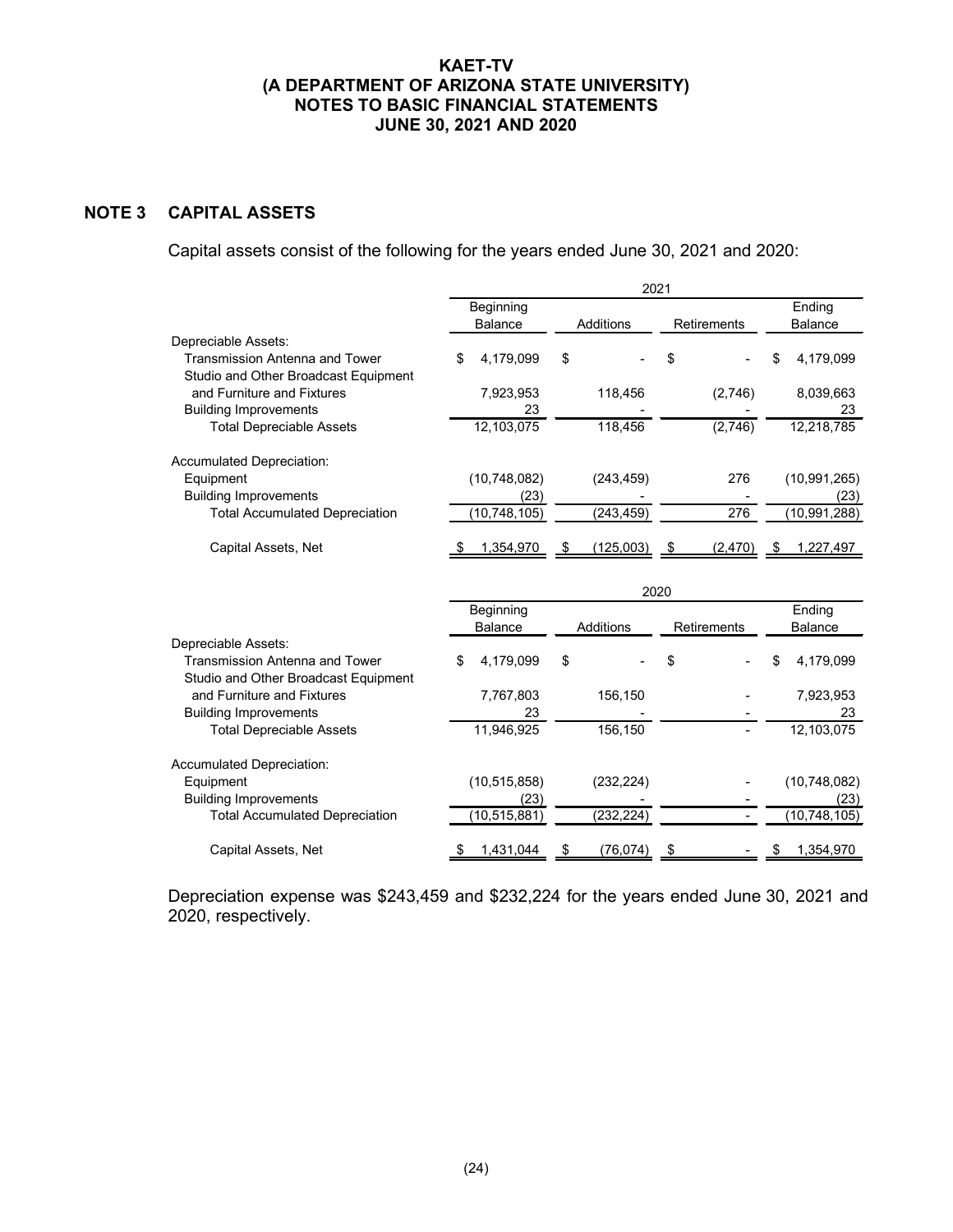KAET-TV
(A DEPARTMENT OF ARIZONA STATE UNIVERSITY)
NOTES TO BASIC FINANCIAL STATEMENTS
JUNE 30, 2021 AND 2020

## NOTE 3 CAPITAL ASSETS

Capital assets consist of the following for the years ended June 30, 2021 and 2020:

| | 2021 | | | |
|---|---|---|---|---|
| | Beginning Balance | Additions | Retirements | Ending Balance |
| Depreciable Assets: | | | | |
| Transmission Antenna and Tower | $ 4,179,099 | $ - | $ - | $ 4,179,099 |
| Studio and Other Broadcast Equipment and Furniture and Fixtures | 7,923,953 | 118,456 | (2,746) | 8,039,663 |
| Building Improvements | 23 | - | - | 23 |
| Total Depreciable Assets | 12,103,075 | 118,456 | (2,746) | 12,218,785 |
| Accumulated Depreciation: | | | | |
| Equipment | (10,748,082) | (243,459) | 276 | (10,991,265) |
| Building Improvements | (23) | - | - | (23) |
| Total Accumulated Depreciation | (10,748,105) | (243,459) | 276 | (10,991,288) |
| Capital Assets, Net | $ 1,354,970 | $ (125,003) | $ (2,470) | $ 1,227,497 |

| | 2020 | | | |
|---|---|---|---|---|
| | Beginning Balance | Additions | Retirements | Ending Balance |
| Depreciable Assets: | | | | |
| Transmission Antenna and Tower | $ 4,179,099 | $ - | $ - | $ 4,179,099 |
| Studio and Other Broadcast Equipment and Furniture and Fixtures | 7,767,803 | 156,150 | - | 7,923,953 |
| Building Improvements | 23 | - | - | 23 |
| Total Depreciable Assets | 11,946,925 | 156,150 | - | 12,103,075 |
| Accumulated Depreciation: | | | | |
| Equipment | (10,515,858) | (232,224) | - | (10,748,082) |
| Building Improvements | (23) | - | - | (23) |
| Total Accumulated Depreciation | (10,515,881) | (232,224) | - | (10,748,105) |
| Capital Assets, Net | $ 1,431,044 | $ (76,074) | $ - | $ 1,354,970 |

Depreciation expense was $243,459 and $232,224 for the years ended June 30, 2021 and 2020, respectively.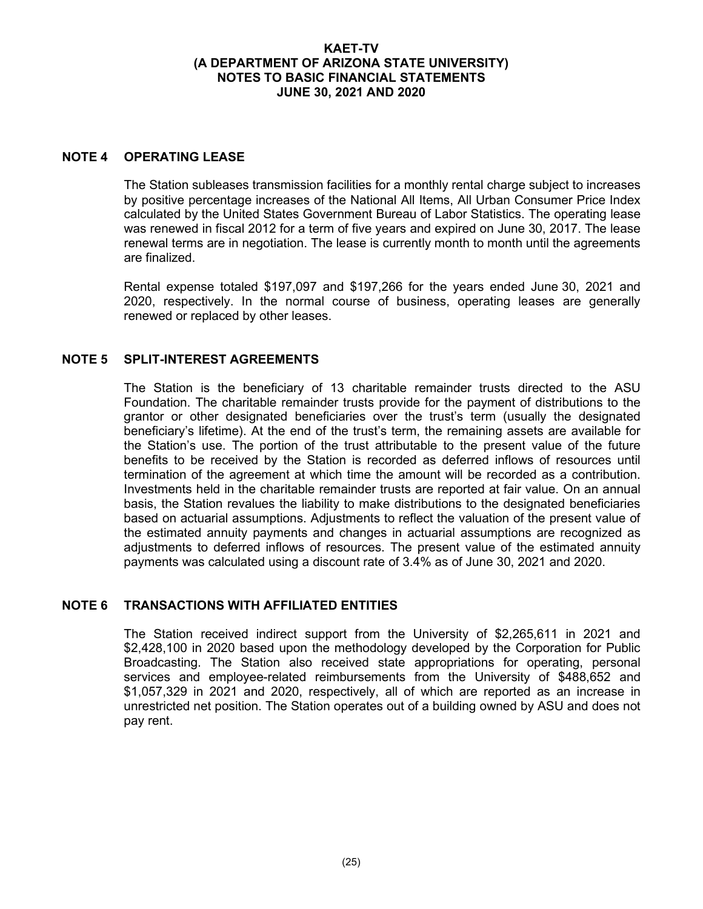## NOTE 4 OPERATING LEASE

The Station subleases transmission facilities for a monthly rental charge subject to increases by positive percentage increases of the National All Items, All Urban Consumer Price Index calculated by the United States Government Bureau of Labor Statistics. The operating lease was renewed in fiscal 2012 for a term of five years and expired on June 30, 2017. The lease renewal terms are in negotiation. The lease is currently month to month until the agreements are finalized.

Rental expense totaled $197,097 and $197,266 for the years ended June 30, 2021 and 2020, respectively. In the normal course of business, operating leases are generally renewed or replaced by other leases.

## NOTE 5 SPLIT-INTEREST AGREEMENTS

The Station is the beneficiary of 13 charitable remainder trusts directed to the ASU Foundation. The charitable remainder trusts provide for the payment of distributions to the grantor or other designated beneficiaries over the trust's term (usually the designated beneficiary's lifetime). At the end of the trust's term, the remaining assets are available for the Station's use. The portion of the trust attributable to the present value of the future benefits to be received by the Station is recorded as deferred inflows of resources until termination of the agreement at which time the amount will be recorded as a contribution. Investments held in the charitable remainder trusts are reported at fair value. On an annual basis, the Station revalues the liability to make distributions to the designated beneficiaries based on actuarial assumptions. Adjustments to reflect the valuation of the present value of the estimated annuity payments and changes in actuarial assumptions are recognized as adjustments to deferred inflows of resources. The present value of the estimated annuity payments was calculated using a discount rate of 3.4% as of June 30, 2021 and 2020.

## NOTE 6 TRANSACTIONS WITH AFFILIATED ENTITIES

The Station received indirect support from the University of $2,265,611 in 2021 and $2,428,100 in 2020 based upon the methodology developed by the Corporation for Public Broadcasting. The Station also received state appropriations for operating, personal services and employee-related reimbursements from the University of $488,652 and $1,057,329 in 2021 and 2020, respectively, all of which are reported as an increase in unrestricted net position. The Station operates out of a building owned by ASU and does not pay rent.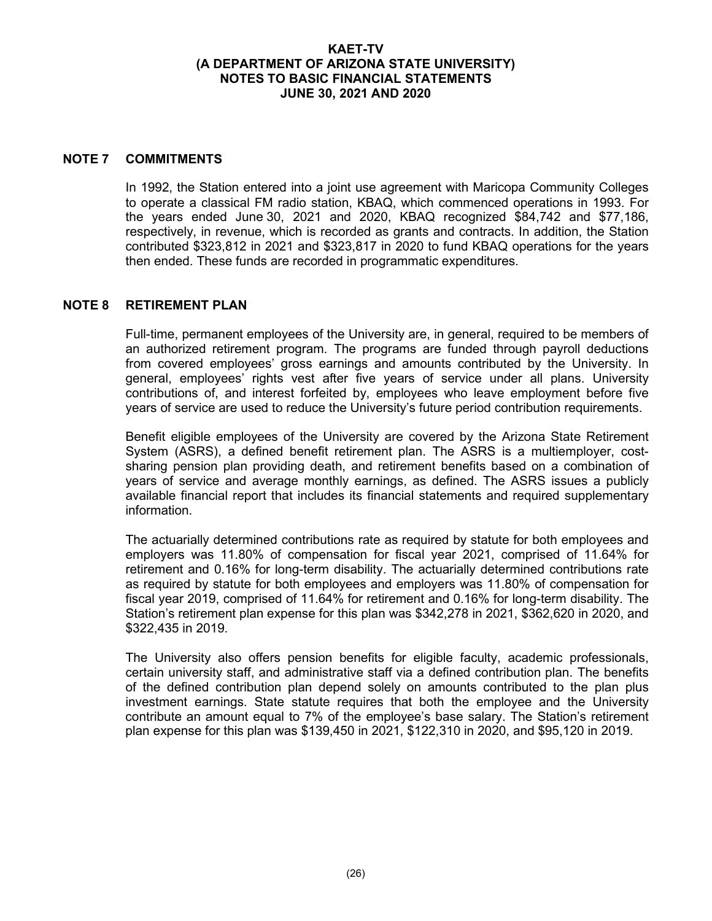## NOTE 7 COMMITMENTS

In 1992, the Station entered into a joint use agreement with Maricopa Community Colleges to operate a classical FM radio station, KBAQ, which commenced operations in 1993. For the years ended June 30, 2021 and 2020, KBAQ recognized $84,742 and $77,186, respectively, in revenue, which is recorded as grants and contracts. In addition, the Station contributed $323,812 in 2021 and $323,817 in 2020 to fund KBAQ operations for the years then ended. These funds are recorded in programmatic expenditures.

## NOTE 8 RETIREMENT PLAN

Full-time, permanent employees of the University are, in general, required to be members of an authorized retirement program. The programs are funded through payroll deductions from covered employees' gross earnings and amounts contributed by the University. In general, employees' rights vest after five years of service under all plans. University contributions of, and interest forfeited by, employees who leave employment before five years of service are used to reduce the University's future period contribution requirements.

Benefit eligible employees of the University are covered by the Arizona State Retirement System (ASRS), a defined benefit retirement plan. The ASRS is a multiemployer, cost-sharing pension plan providing death, and retirement benefits based on a combination of years of service and average monthly earnings, as defined. The ASRS issues a publicly available financial report that includes its financial statements and required supplementary information.

The actuarially determined contributions rate as required by statute for both employees and employers was 11.80% of compensation for fiscal year 2021, comprised of 11.64% for retirement and 0.16% for long-term disability. The actuarially determined contributions rate as required by statute for both employees and employers was 11.80% of compensation for fiscal year 2019, comprised of 11.64% for retirement and 0.16% for long-term disability. The Station's retirement plan expense for this plan was $342,278 in 2021, $362,620 in 2020, and $322,435 in 2019.

The University also offers pension benefits for eligible faculty, academic professionals, certain university staff, and administrative staff via a defined contribution plan. The benefits of the defined contribution plan depend solely on amounts contributed to the plan plus investment earnings. State statute requires that both the employee and the University contribute an amount equal to 7% of the employee's base salary. The Station's retirement plan expense for this plan was $139,450 in 2021, $122,310 in 2020, and $95,120 in 2019.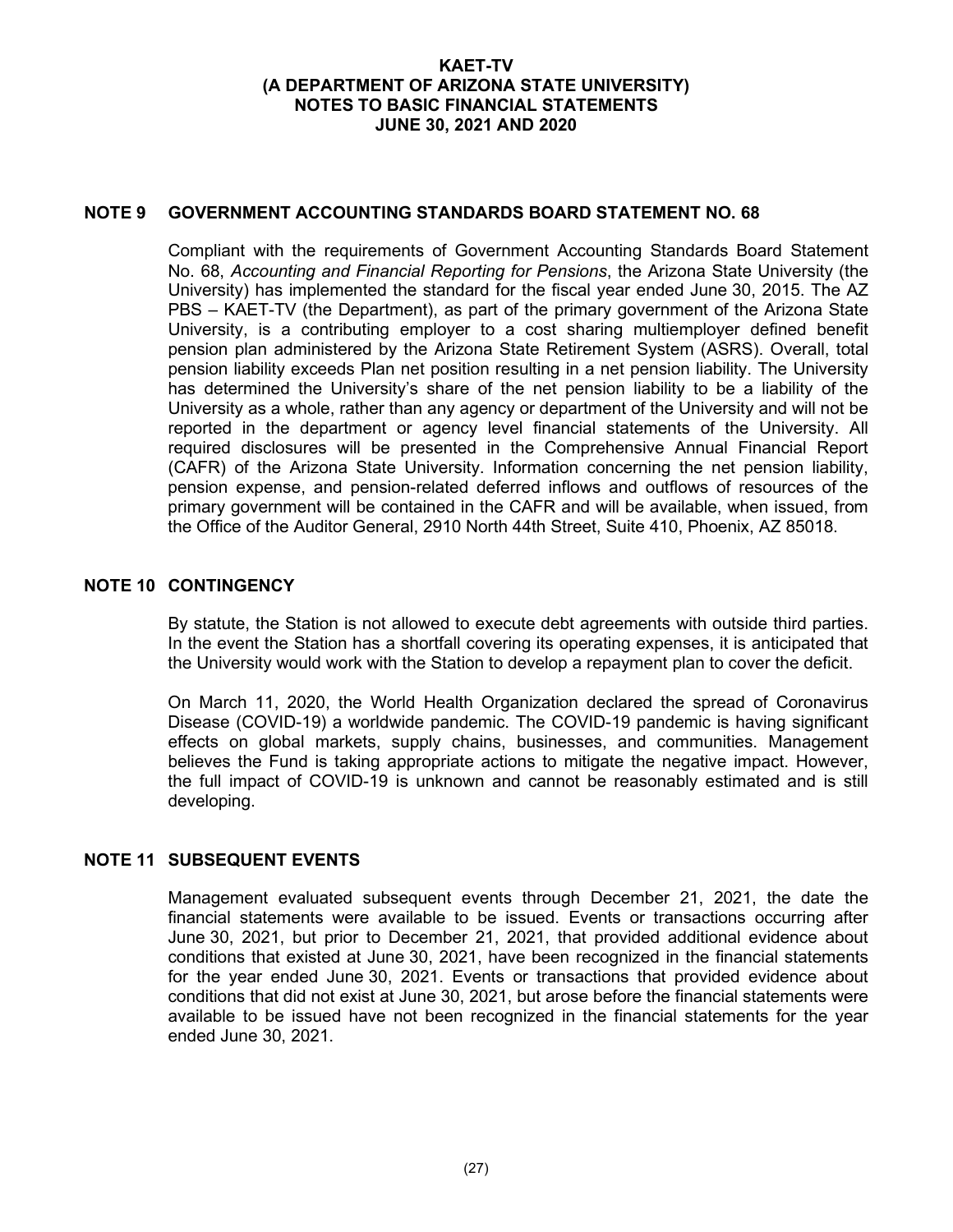## NOTE 9 GOVERNMENT ACCOUNTING STANDARDS BOARD STATEMENT NO. 68

Compliant with the requirements of Government Accounting Standards Board Statement No. 68, *Accounting and Financial Reporting for Pensions*, the Arizona State University (the University) has implemented the standard for the fiscal year ended June 30, 2015. The AZ PBS – KAET-TV (the Department), as part of the primary government of the Arizona State University, is a contributing employer to a cost sharing multiemployer defined benefit pension plan administered by the Arizona State Retirement System (ASRS). Overall, total pension liability exceeds Plan net position resulting in a net pension liability. The University has determined the University's share of the net pension liability to be a liability of the University as a whole, rather than any agency or department of the University and will not be reported in the department or agency level financial statements of the University. All required disclosures will be presented in the Comprehensive Annual Financial Report (CAFR) of the Arizona State University. Information concerning the net pension liability, pension expense, and pension-related deferred inflows and outflows of resources of the primary government will be contained in the CAFR and will be available, when issued, from the Office of the Auditor General, 2910 North 44th Street, Suite 410, Phoenix, AZ 85018.

## NOTE 10 CONTINGENCY

By statute, the Station is not allowed to execute debt agreements with outside third parties. In the event the Station has a shortfall covering its operating expenses, it is anticipated that the University would work with the Station to develop a repayment plan to cover the deficit.

On March 11, 2020, the World Health Organization declared the spread of Coronavirus Disease (COVID-19) a worldwide pandemic. The COVID-19 pandemic is having significant effects on global markets, supply chains, businesses, and communities. Management believes the Fund is taking appropriate actions to mitigate the negative impact. However, the full impact of COVID-19 is unknown and cannot be reasonably estimated and is still developing.

## NOTE 11 SUBSEQUENT EVENTS

Management evaluated subsequent events through December 21, 2021, the date the financial statements were available to be issued. Events or transactions occurring after June 30, 2021, but prior to December 21, 2021, that provided additional evidence about conditions that existed at June 30, 2021, have been recognized in the financial statements for the year ended June 30, 2021. Events or transactions that provided evidence about conditions that did not exist at June 30, 2021, but arose before the financial statements were available to be issued have not been recognized in the financial statements for the year ended June 30, 2021.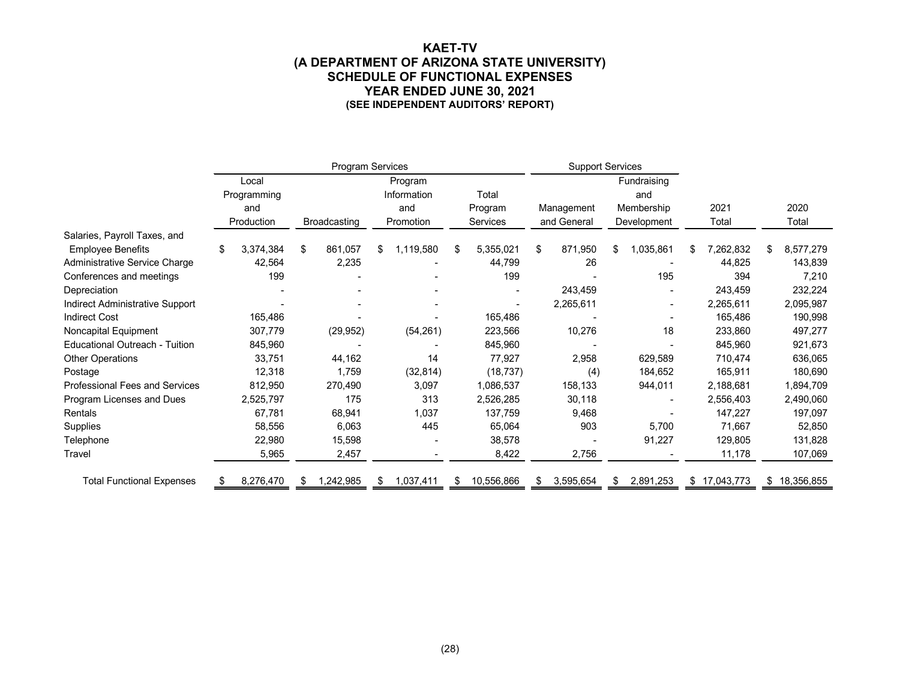# KAET-TV
# (A DEPARTMENT OF ARIZONA STATE UNIVERSITY)
# SCHEDULE OF FUNCTIONAL EXPENSES
# YEAR ENDED JUNE 30, 2021
**(SEE INDEPENDENT AUDITORS' REPORT)**

| | Program Services | | | | Support Services | | | |
|---|---|---|---|---|---|---|---|---|
| | Local Programming and Production | Broadcasting | Program Information and Promotion | Total Program Services | Management and General | Fundraising and Membership Development | 2021 Total | 2020 Total |
| Salaries, Payroll Taxes, and Employee Benefits | $ 3,374,384 | $ 861,057 | $ 1,119,580 | $ 5,355,021 | $ 871,950 | $ 1,035,861 | $ 7,262,832 | $ 8,577,279 |
| Administrative Service Charge | 42,564 | 2,235 | - | 44,799 | 26 | - | 44,825 | 143,839 |
| Conferences and meetings | 199 | - | - | 199 | - | 195 | 394 | 7,210 |
| Depreciation | - | - | - | - | 243,459 | - | 243,459 | 232,224 |
| Indirect Administrative Support | - | - | - | - | 2,265,611 | - | 2,265,611 | 2,095,987 |
| Indirect Cost | 165,486 | - | - | 165,486 | - | - | 165,486 | 190,998 |
| Noncapital Equipment | 307,779 | (29,952) | (54,261) | 223,566 | 10,276 | 18 | 233,860 | 497,277 |
| Educational Outreach - Tuition | 845,960 | - | - | 845,960 | - | - | 845,960 | 921,673 |
| Other Operations | 33,751 | 44,162 | 14 | 77,927 | 2,958 | 629,589 | 710,474 | 636,065 |
| Postage | 12,318 | 1,759 | (32,814) | (18,737) | (4) | 184,652 | 165,911 | 180,690 |
| Professional Fees and Services | 812,950 | 270,490 | 3,097 | 1,086,537 | 158,133 | 944,011 | 2,188,681 | 1,894,709 |
| Program Licenses and Dues | 2,525,797 | 175 | 313 | 2,526,285 | 30,118 | - | 2,556,403 | 2,490,060 |
| Rentals | 67,781 | 68,941 | 1,037 | 137,759 | 9,468 | - | 147,227 | 197,097 |
| Supplies | 58,556 | 6,063 | 445 | 65,064 | 903 | 5,700 | 71,667 | 52,850 |
| Telephone | 22,980 | 15,598 | - | 38,578 | - | 91,227 | 129,805 | 131,828 |
| Travel | 5,965 | 2,457 | - | 8,422 | 2,756 | - | 11,178 | 107,069 |
| Total Functional Expenses | $ 8,276,470 | $ 1,242,985 | $ 1,037,411 | $ 10,556,866 | $ 3,595,654 | $ 2,891,253 | $ 17,043,773 | $ 18,356,855 |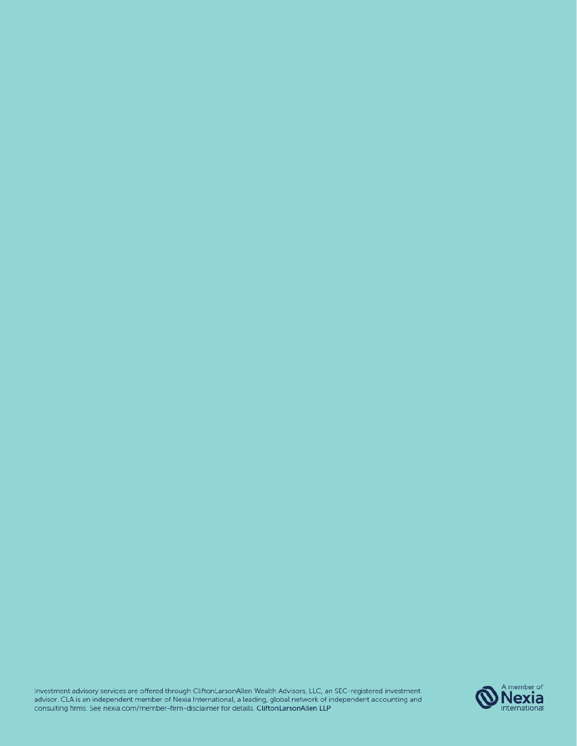Investment advisory services are offered through CliftonLarsonAllen Wealth Advisors, LLC, an SEC-registered investment advisor. CLA is an independent member of Nexia International, a leading, global network of independent accounting and consulting firms. See nexia.com/member-firm-disclaimer for details. **CliftonLarsonAllen LLP**

A member of Nexia International